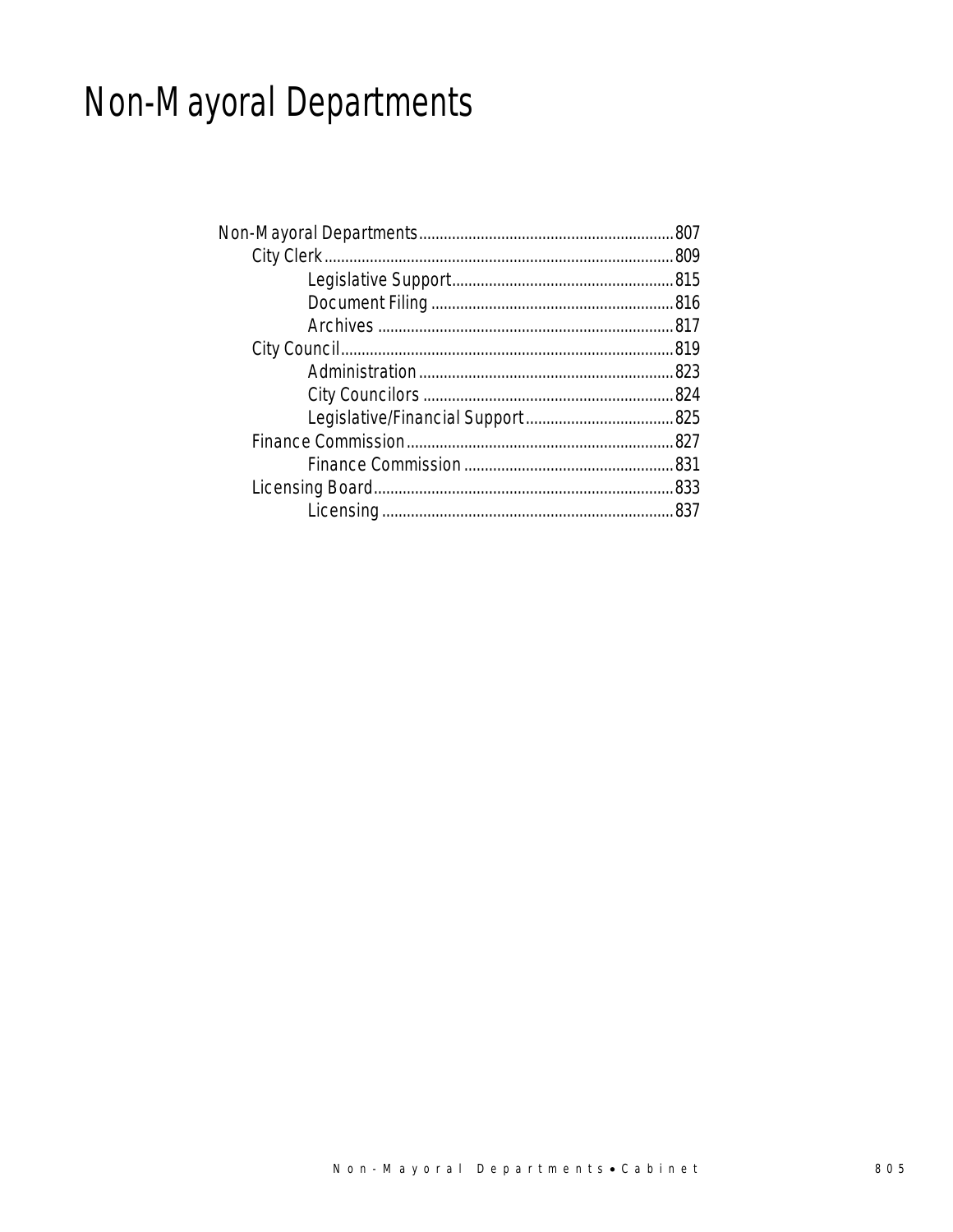# Non-Mayoral Departments

- Non-Mayoral Departments.............................................................807
  - City Clerk....................................................................................809
    - Legislative Support......................................................815
    - Document Filing...........................................................816
    - Archives........................................................................817
  - City Council.................................................................................819
    - Administration..............................................................823
    - City Councilors.............................................................824
    - Legislative/Financial Support....................................825
  - Finance Commission.................................................................827
    - Finance Commission...................................................831
  - Licensing Board.........................................................................833
    - Licensing.......................................................................837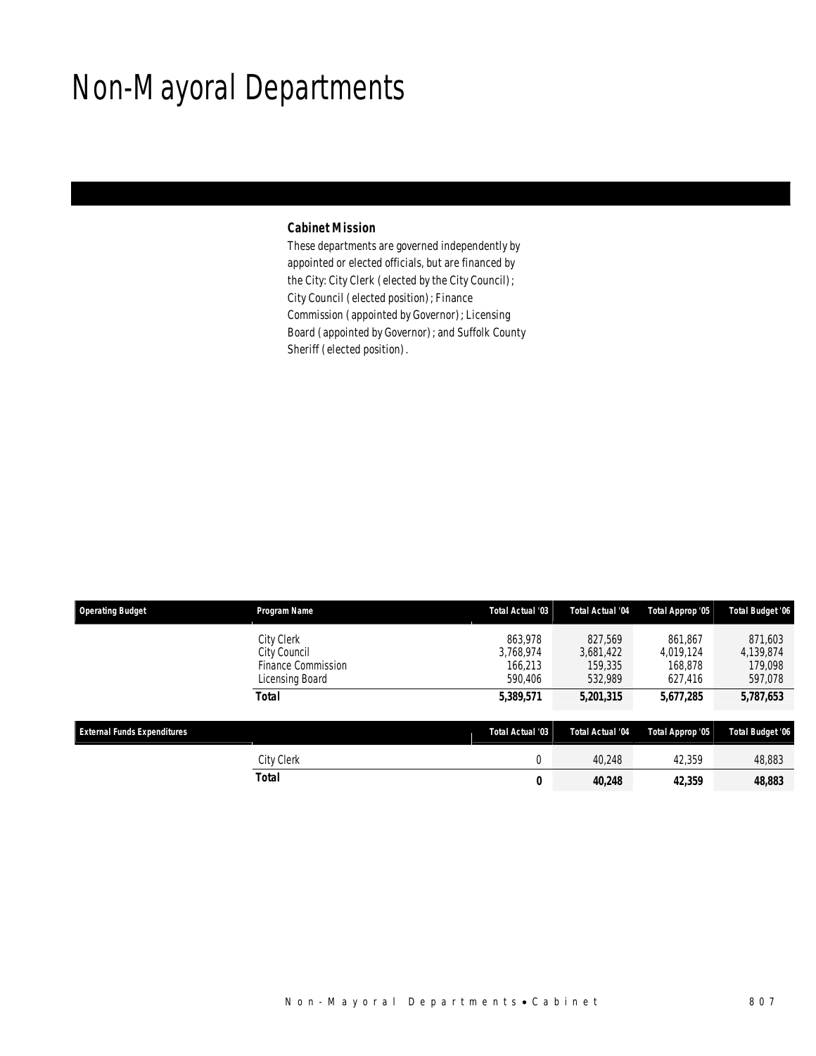# Non-Mayoral Departments

**Cabinet Mission**

These departments are governed independently by appointed or elected officials, but are financed by the City: City Clerk (elected by the City Council); City Council (elected position); Finance Commission (appointed by Governor); Licensing Board (appointed by Governor); and Suffolk County Sheriff (elected position).

| Operating Budget | Program Name | Total Actual '03 | Total Actual '04 | Total Approp '05 | Total Budget '06 |
|---|---|---|---|---|---|
| | City Clerk | 863,978 | 827,569 | 861,867 | 871,603 |
| | City Council | 3,768,974 | 3,681,422 | 4,019,124 | 4,139,874 |
| | Finance Commission | 166,213 | 159,335 | 168,878 | 179,098 |
| | Licensing Board | 590,406 | 532,989 | 627,416 | 597,078 |
| | **Total** | **5,389,571** | **5,201,315** | **5,677,285** | **5,787,653** |

| External Funds Expenditures | | Total Actual '03 | Total Actual '04 | Total Approp '05 | Total Budget '06 |
|---|---|---|---|---|---|
| | City Clerk | 0 | 40,248 | 42,359 | 48,883 |
| | **Total** | **0** | **40,248** | **42,359** | **48,883** |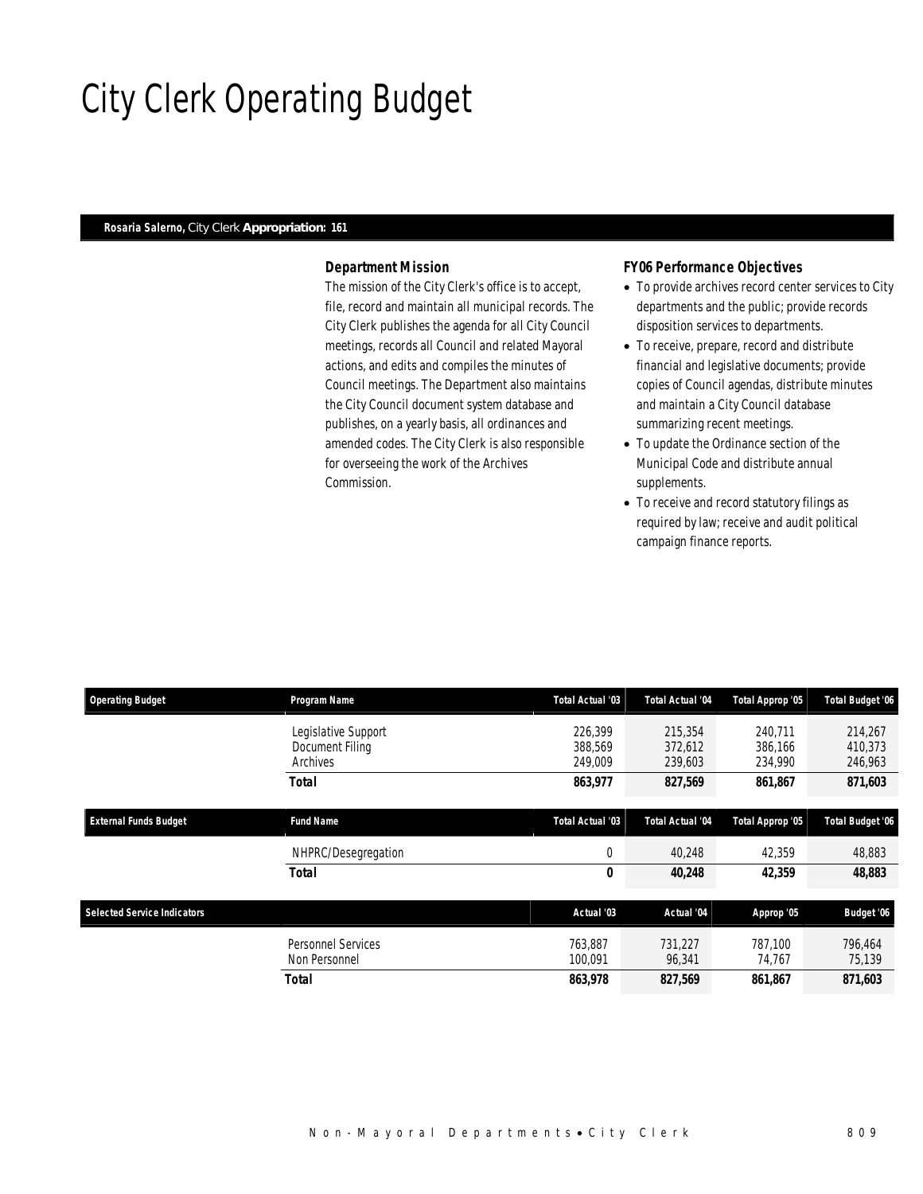# City Clerk Operating Budget

**Rosaria Salerno,** City Clerk **Appropriation: 161**

### Department Mission

The mission of the City Clerk's office is to accept, file, record and maintain all municipal records. The City Clerk publishes the agenda for all City Council meetings, records all Council and related Mayoral actions, and edits and compiles the minutes of Council meetings. The Department also maintains the City Council document system database and publishes, on a yearly basis, all ordinances and amended codes. The City Clerk is also responsible for overseeing the work of the Archives Commission.

### FY06 Performance Objectives

- To provide archives record center services to City departments and the public; provide records disposition services to departments.
- To receive, prepare, record and distribute financial and legislative documents; provide copies of Council agendas, distribute minutes and maintain a City Council database summarizing recent meetings.
- To update the Ordinance section of the Municipal Code and distribute annual supplements.
- To receive and record statutory filings as required by law; receive and audit political campaign finance reports.

| Operating Budget | Program Name | Total Actual '03 | Total Actual '04 | Total Approp '05 | Total Budget '06 |
|---|---|---|---|---|---|
| | Legislative Support | 226,399 | 215,354 | 240,711 | 214,267 |
| | Document Filing | 388,569 | 372,612 | 386,166 | 410,373 |
| | Archives | 249,009 | 239,603 | 234,990 | 246,963 |
| | **Total** | **863,977** | **827,569** | **861,867** | **871,603** |

| External Funds Budget | Fund Name | Total Actual '03 | Total Actual '04 | Total Approp '05 | Total Budget '06 |
|---|---|---|---|---|---|
| | NHPRC/Desegregation | 0 | 40,248 | 42,359 | 48,883 |
| | **Total** | **0** | **40,248** | **42,359** | **48,883** |

| Selected Service Indicators | | Actual '03 | Actual '04 | Approp '05 | Budget '06 |
|---|---|---|---|---|---|
| | Personnel Services | 763,887 | 731,227 | 787,100 | 796,464 |
| | Non Personnel | 100,091 | 96,341 | 74,767 | 75,139 |
| | **Total** | **863,978** | **827,569** | **861,867** | **871,603** |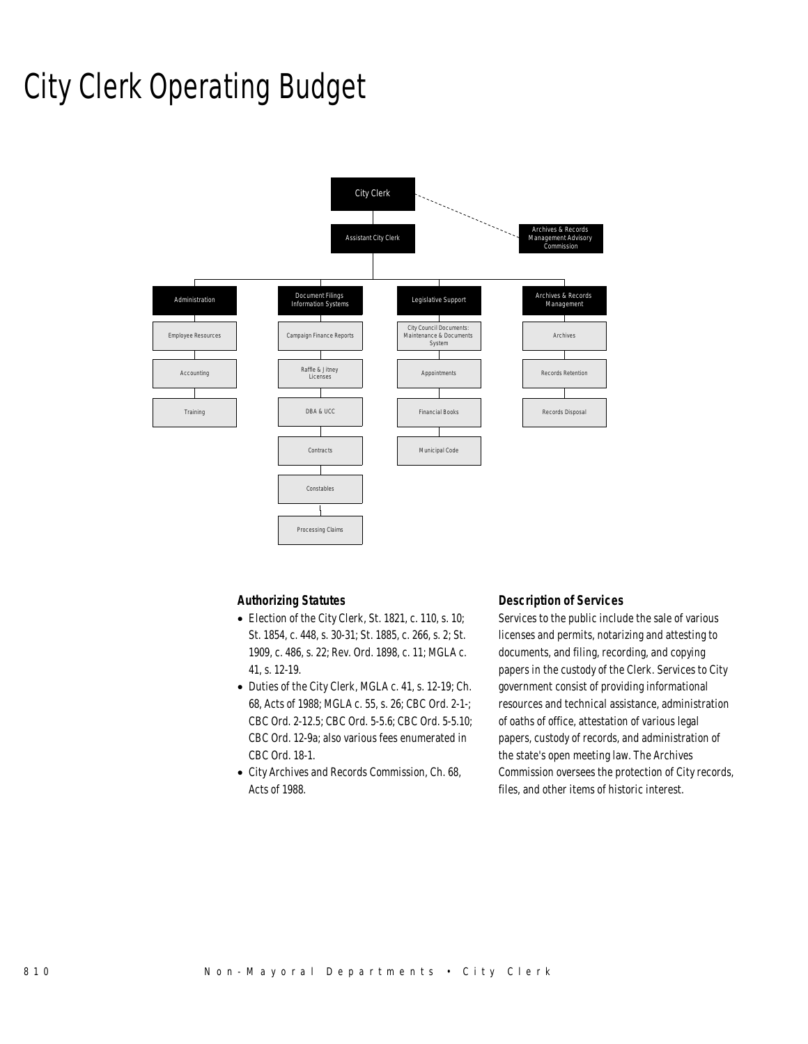# City Clerk Operating Budget

City Clerk

Assistant City Clerk

Archives & Records Management Advisory Commission

- Administration
  - Employee Resources
  - Accounting
  - Training
- Document Filings Information Systems
  - Campaign Finance Reports
  - Raffle & Jitney Licenses
  - DBA & UCC
  - Contracts
  - Constables
  - Processing Claims
- Legislative Support
  - City Council Documents: Maintenance & Documents System
  - Appointments
  - Financial Books
  - Municipal Code
- Archives & Records Management
  - Archives
  - Records Retention
  - Records Disposal

### Authorizing Statutes

- Election of the City Clerk, St. 1821, c. 110, s. 10; St. 1854, c. 448, s. 30-31; St. 1885, c. 266, s. 2; St. 1909, c. 486, s. 22; Rev. Ord. 1898, c. 11; MGLA c. 41, s. 12-19.
- Duties of the City Clerk, MGLA c. 41, s. 12-19; Ch. 68, Acts of 1988; MGLA c. 55, s. 26; CBC Ord. 2-1-; CBC Ord. 2-12.5; CBC Ord. 5-5.6; CBC Ord. 5-5.10; CBC Ord. 12-9a; also various fees enumerated in CBC Ord. 18-1.
- City Archives and Records Commission, Ch. 68, Acts of 1988.

### Description of Services

Services to the public include the sale of various licenses and permits, notarizing and attesting to documents, and filing, recording, and copying papers in the custody of the Clerk. Services to City government consist of providing informational resources and technical assistance, administration of oaths of office, attestation of various legal papers, custody of records, and administration of the state's open meeting law. The Archives Commission oversees the protection of City records, files, and other items of historic interest.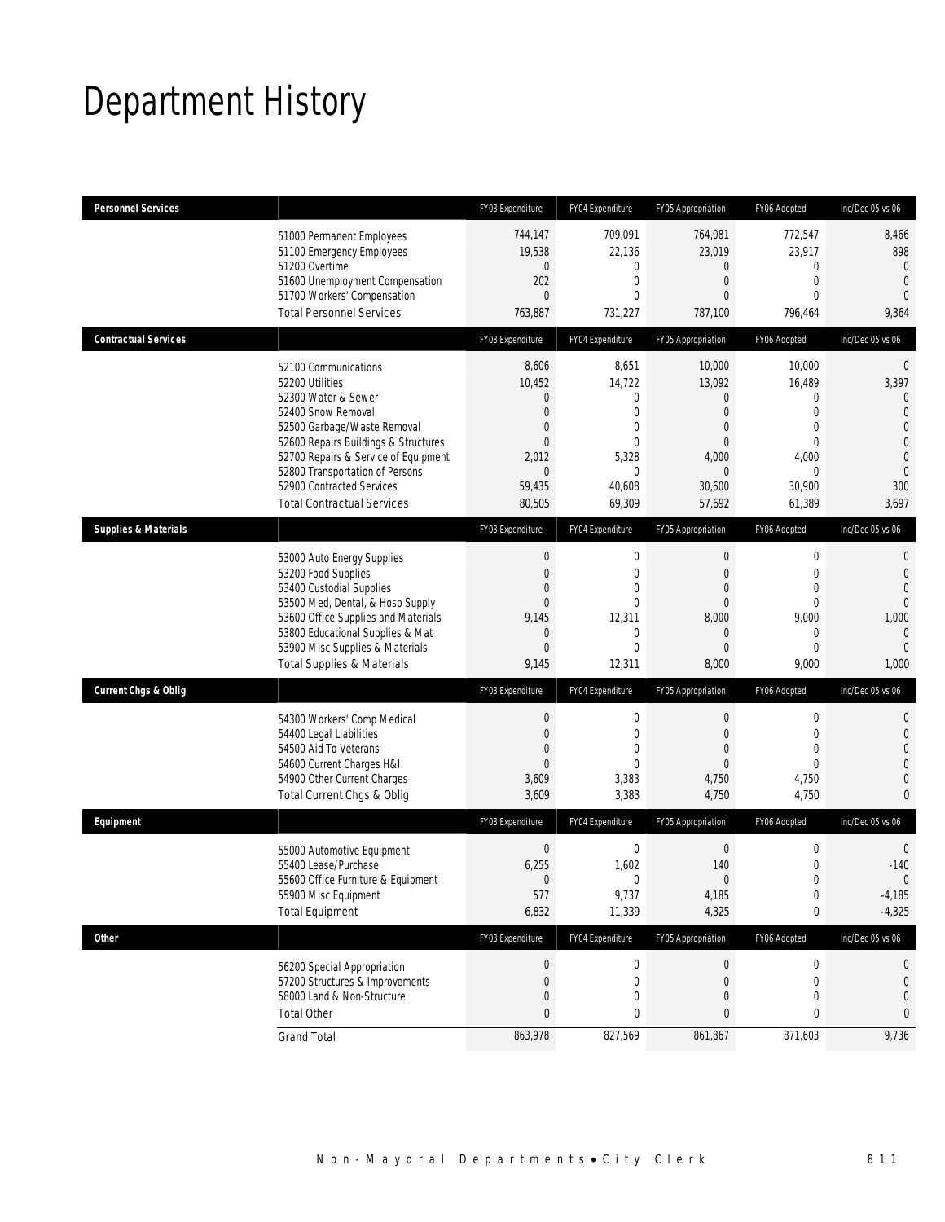# Department History

| Personnel Services | | FY03 Expenditure | FY04 Expenditure | FY05 Appropriation | FY06 Adopted | Inc/Dec 05 vs 06 |
|---|---|---|---|---|---|---|
| | 51000 Permanent Employees | 744,147 | 709,091 | 764,081 | 772,547 | 8,466 |
| | 51100 Emergency Employees | 19,538 | 22,136 | 23,019 | 23,917 | 898 |
| | 51200 Overtime | 0 | 0 | 0 | 0 | 0 |
| | 51600 Unemployment Compensation | 202 | 0 | 0 | 0 | 0 |
| | 51700 Workers' Compensation | 0 | 0 | 0 | 0 | 0 |
| | Total Personnel Services | 763,887 | 731,227 | 787,100 | 796,464 | 9,364 |
| **Contractual Services** | | FY03 Expenditure | FY04 Expenditure | FY05 Appropriation | FY06 Adopted | Inc/Dec 05 vs 06 |
| | 52100 Communications | 8,606 | 8,651 | 10,000 | 10,000 | 0 |
| | 52200 Utilities | 10,452 | 14,722 | 13,092 | 16,489 | 3,397 |
| | 52300 Water & Sewer | 0 | 0 | 0 | 0 | 0 |
| | 52400 Snow Removal | 0 | 0 | 0 | 0 | 0 |
| | 52500 Garbage/Waste Removal | 0 | 0 | 0 | 0 | 0 |
| | 52600 Repairs Buildings & Structures | 0 | 0 | 0 | 0 | 0 |
| | 52700 Repairs & Service of Equipment | 2,012 | 5,328 | 4,000 | 4,000 | 0 |
| | 52800 Transportation of Persons | 0 | 0 | 0 | 0 | 0 |
| | 52900 Contracted Services | 59,435 | 40,608 | 30,600 | 30,900 | 300 |
| | Total Contractual Services | 80,505 | 69,309 | 57,692 | 61,389 | 3,697 |
| **Supplies & Materials** | | FY03 Expenditure | FY04 Expenditure | FY05 Appropriation | FY06 Adopted | Inc/Dec 05 vs 06 |
| | 53000 Auto Energy Supplies | 0 | 0 | 0 | 0 | 0 |
| | 53200 Food Supplies | 0 | 0 | 0 | 0 | 0 |
| | 53400 Custodial Supplies | 0 | 0 | 0 | 0 | 0 |
| | 53500 Med, Dental, & Hosp Supply | 0 | 0 | 0 | 0 | 0 |
| | 53600 Office Supplies and Materials | 9,145 | 12,311 | 8,000 | 9,000 | 1,000 |
| | 53800 Educational Supplies & Mat | 0 | 0 | 0 | 0 | 0 |
| | 53900 Misc Supplies & Materials | 0 | 0 | 0 | 0 | 0 |
| | Total Supplies & Materials | 9,145 | 12,311 | 8,000 | 9,000 | 1,000 |
| **Current Chgs & Oblig** | | FY03 Expenditure | FY04 Expenditure | FY05 Appropriation | FY06 Adopted | Inc/Dec 05 vs 06 |
| | 54300 Workers' Comp Medical | 0 | 0 | 0 | 0 | 0 |
| | 54400 Legal Liabilities | 0 | 0 | 0 | 0 | 0 |
| | 54500 Aid To Veterans | 0 | 0 | 0 | 0 | 0 |
| | 54600 Current Charges H&I | 0 | 0 | 0 | 0 | 0 |
| | 54900 Other Current Charges | 3,609 | 3,383 | 4,750 | 4,750 | 0 |
| | Total Current Chgs & Oblig | 3,609 | 3,383 | 4,750 | 4,750 | 0 |
| **Equipment** | | FY03 Expenditure | FY04 Expenditure | FY05 Appropriation | FY06 Adopted | Inc/Dec 05 vs 06 |
| | 55000 Automotive Equipment | 0 | 0 | 0 | 0 | 0 |
| | 55400 Lease/Purchase | 6,255 | 1,602 | 140 | 0 | -140 |
| | 55600 Office Furniture & Equipment | 0 | 0 | 0 | 0 | 0 |
| | 55900 Misc Equipment | 577 | 9,737 | 4,185 | 0 | -4,185 |
| | Total Equipment | 6,832 | 11,339 | 4,325 | 0 | -4,325 |
| **Other** | | FY03 Expenditure | FY04 Expenditure | FY05 Appropriation | FY06 Adopted | Inc/Dec 05 vs 06 |
| | 56200 Special Appropriation | 0 | 0 | 0 | 0 | 0 |
| | 57200 Structures & Improvements | 0 | 0 | 0 | 0 | 0 |
| | 58000 Land & Non-Structure | 0 | 0 | 0 | 0 | 0 |
| | Total Other | 0 | 0 | 0 | 0 | 0 |
| | Grand Total | 863,978 | 827,569 | 861,867 | 871,603 | 9,736 |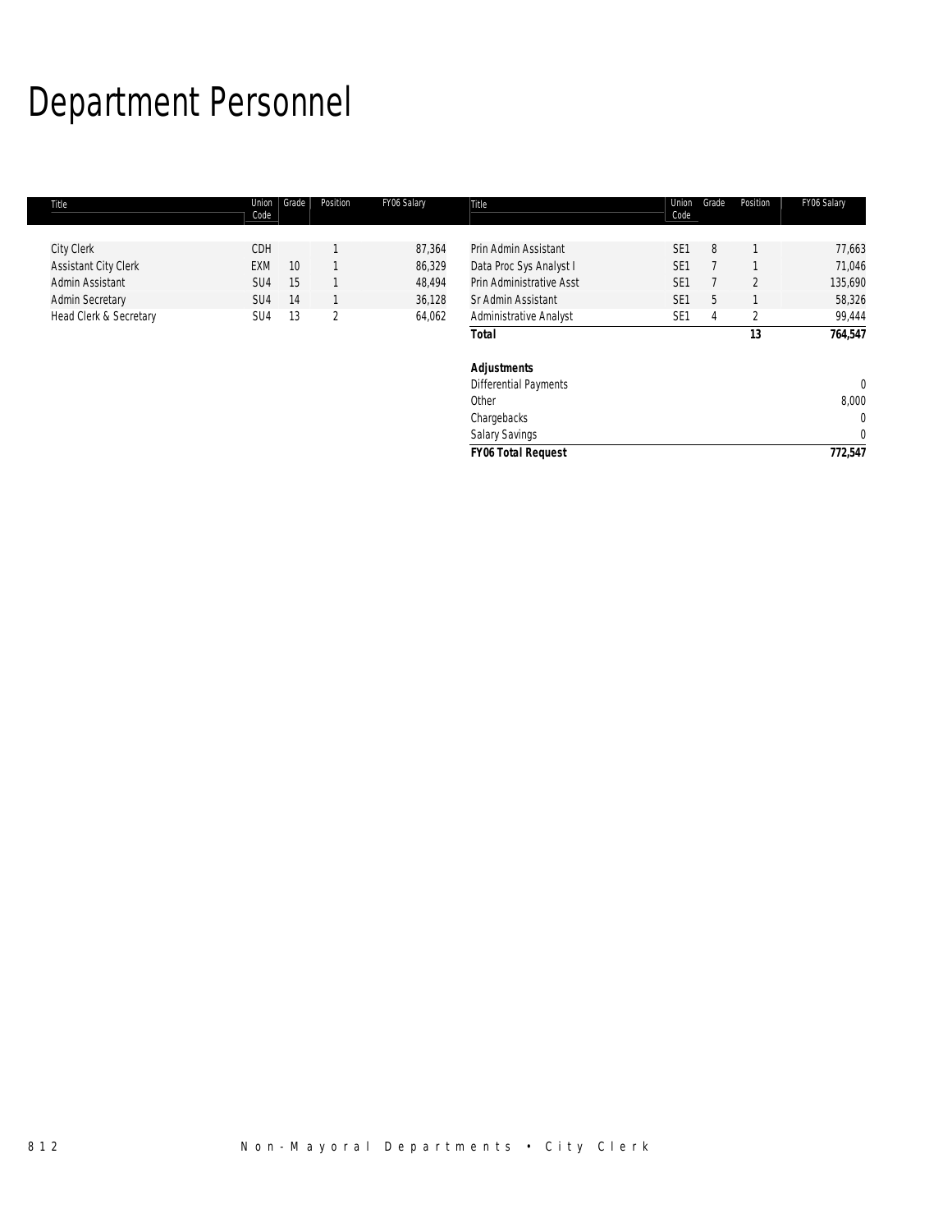# Department Personnel

| Title | Union Code | Grade | Position | FY06 Salary | Title | Union Code | Grade | Position | FY06 Salary |
|---|---|---|---|---|---|---|---|---|---|
| City Clerk | CDH | | 1 | 87,364 | Prin Admin Assistant | SE1 | 8 | 1 | 77,663 |
| Assistant City Clerk | EXM | 10 | 1 | 86,329 | Data Proc Sys Analyst I | SE1 | 7 | 1 | 71,046 |
| Admin Assistant | SU4 | 15 | 1 | 48,494 | Prin Administrative Asst | SE1 | 7 | 2 | 135,690 |
| Admin Secretary | SU4 | 14 | 1 | 36,128 | Sr Admin Assistant | SE1 | 5 | 1 | 58,326 |
| Head Clerk & Secretary | SU4 | 13 | 2 | 64,062 | Administrative Analyst | SE1 | 4 | 2 | 99,444 |
| | | | | | ***Total*** | | | **13** | **764,547** |
| | | | | | | | | | |
| | | | | | ***Adjustments*** | | | | |
| | | | | | Differential Payments | | | | 0 |
| | | | | | Other | | | | 8,000 |
| | | | | | Chargebacks | | | | 0 |
| | | | | | Salary Savings | | | | 0 |
| | | | | | ***FY06 Total Request*** | | | | **772,547** |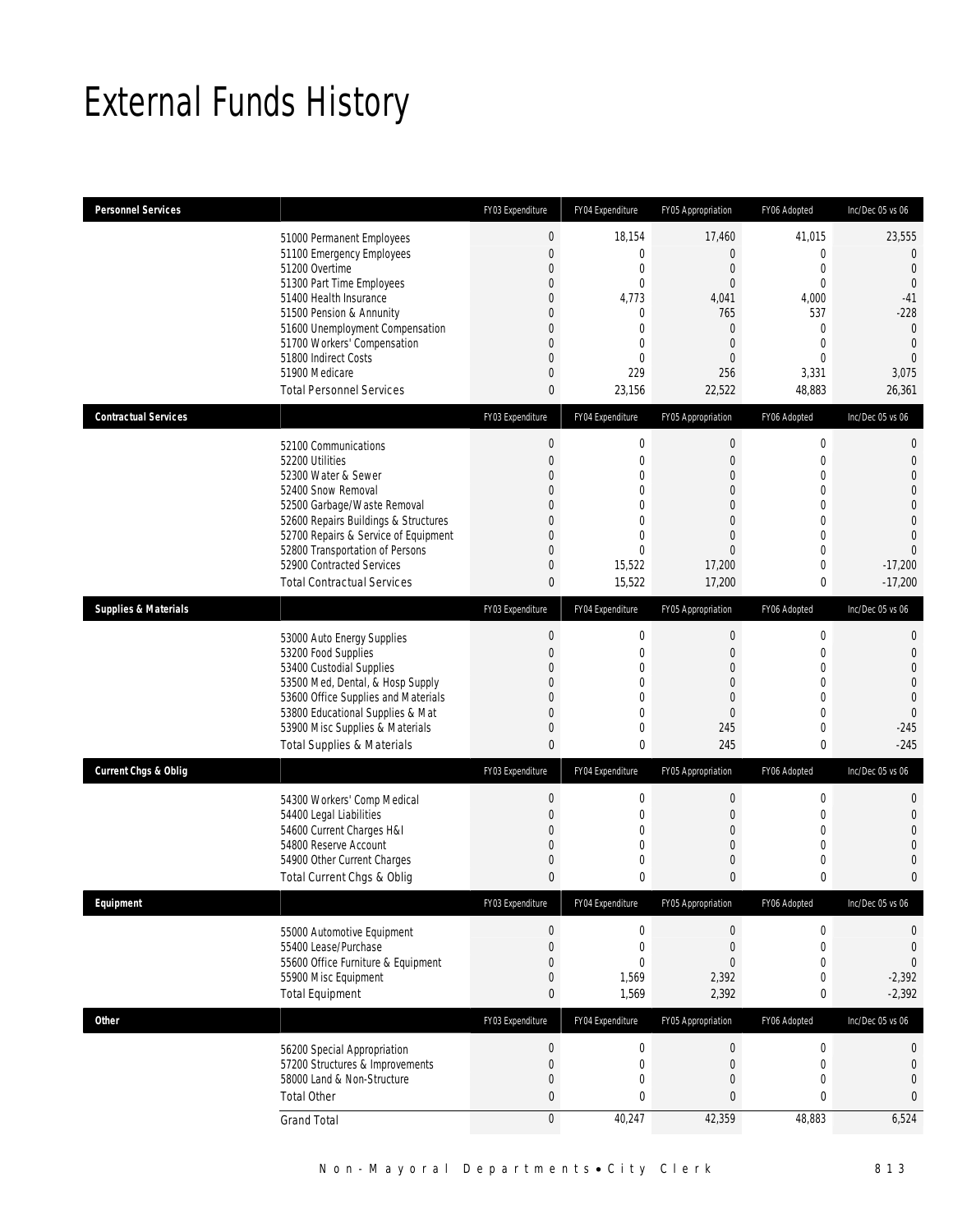# External Funds History

| Personnel Services | | FY03 Expenditure | FY04 Expenditure | FY05 Appropriation | FY06 Adopted | Inc/Dec 05 vs 06 |
|---|---|---|---|---|---|---|
| | 51000 Permanent Employees | 0 | 18,154 | 17,460 | 41,015 | 23,555 |
| | 51100 Emergency Employees | 0 | 0 | 0 | 0 | 0 |
| | 51200 Overtime | 0 | 0 | 0 | 0 | 0 |
| | 51300 Part Time Employees | 0 | 0 | 0 | 0 | 0 |
| | 51400 Health Insurance | 0 | 4,773 | 4,041 | 4,000 | -41 |
| | 51500 Pension & Annunity | 0 | 0 | 765 | 537 | -228 |
| | 51600 Unemployment Compensation | 0 | 0 | 0 | 0 | 0 |
| | 51700 Workers' Compensation | 0 | 0 | 0 | 0 | 0 |
| | 51800 Indirect Costs | 0 | 0 | 0 | 0 | 0 |
| | 51900 Medicare | 0 | 229 | 256 | 3,331 | 3,075 |
| | Total Personnel Services | 0 | 23,156 | 22,522 | 48,883 | 26,361 |

| Contractual Services | | FY03 Expenditure | FY04 Expenditure | FY05 Appropriation | FY06 Adopted | Inc/Dec 05 vs 06 |
|---|---|---|---|---|---|---|
| | 52100 Communications | 0 | 0 | 0 | 0 | 0 |
| | 52200 Utilities | 0 | 0 | 0 | 0 | 0 |
| | 52300 Water & Sewer | 0 | 0 | 0 | 0 | 0 |
| | 52400 Snow Removal | 0 | 0 | 0 | 0 | 0 |
| | 52500 Garbage/Waste Removal | 0 | 0 | 0 | 0 | 0 |
| | 52600 Repairs Buildings & Structures | 0 | 0 | 0 | 0 | 0 |
| | 52700 Repairs & Service of Equipment | 0 | 0 | 0 | 0 | 0 |
| | 52800 Transportation of Persons | 0 | 0 | 0 | 0 | 0 |
| | 52900 Contracted Services | 0 | 15,522 | 17,200 | 0 | -17,200 |
| | Total Contractual Services | 0 | 15,522 | 17,200 | 0 | -17,200 |

| Supplies & Materials | | FY03 Expenditure | FY04 Expenditure | FY05 Appropriation | FY06 Adopted | Inc/Dec 05 vs 06 |
|---|---|---|---|---|---|---|
| | 53000 Auto Energy Supplies | 0 | 0 | 0 | 0 | 0 |
| | 53200 Food Supplies | 0 | 0 | 0 | 0 | 0 |
| | 53400 Custodial Supplies | 0 | 0 | 0 | 0 | 0 |
| | 53500 Med, Dental, & Hosp Supply | 0 | 0 | 0 | 0 | 0 |
| | 53600 Office Supplies and Materials | 0 | 0 | 0 | 0 | 0 |
| | 53800 Educational Supplies & Mat | 0 | 0 | 0 | 0 | 0 |
| | 53900 Misc Supplies & Materials | 0 | 0 | 245 | 0 | -245 |
| | Total Supplies & Materials | 0 | 0 | 245 | 0 | -245 |

| Current Chgs & Oblig | | FY03 Expenditure | FY04 Expenditure | FY05 Appropriation | FY06 Adopted | Inc/Dec 05 vs 06 |
|---|---|---|---|---|---|---|
| | 54300 Workers' Comp Medical | 0 | 0 | 0 | 0 | 0 |
| | 54400 Legal Liabilities | 0 | 0 | 0 | 0 | 0 |
| | 54600 Current Charges H&I | 0 | 0 | 0 | 0 | 0 |
| | 54800 Reserve Account | 0 | 0 | 0 | 0 | 0 |
| | 54900 Other Current Charges | 0 | 0 | 0 | 0 | 0 |
| | Total Current Chgs & Oblig | 0 | 0 | 0 | 0 | 0 |

| Equipment | | FY03 Expenditure | FY04 Expenditure | FY05 Appropriation | FY06 Adopted | Inc/Dec 05 vs 06 |
|---|---|---|---|---|---|---|
| | 55000 Automotive Equipment | 0 | 0 | 0 | 0 | 0 |
| | 55400 Lease/Purchase | 0 | 0 | 0 | 0 | 0 |
| | 55600 Office Furniture & Equipment | 0 | 0 | 0 | 0 | 0 |
| | 55900 Misc Equipment | 0 | 1,569 | 2,392 | 0 | -2,392 |
| | Total Equipment | 0 | 1,569 | 2,392 | 0 | -2,392 |

| Other | | FY03 Expenditure | FY04 Expenditure | FY05 Appropriation | FY06 Adopted | Inc/Dec 05 vs 06 |
|---|---|---|---|---|---|---|
| | 56200 Special Appropriation | 0 | 0 | 0 | 0 | 0 |
| | 57200 Structures & Improvements | 0 | 0 | 0 | 0 | 0 |
| | 58000 Land & Non-Structure | 0 | 0 | 0 | 0 | 0 |
| | Total Other | 0 | 0 | 0 | 0 | 0 |
| | Grand Total | 0 | 40,247 | 42,359 | 48,883 | 6,524 |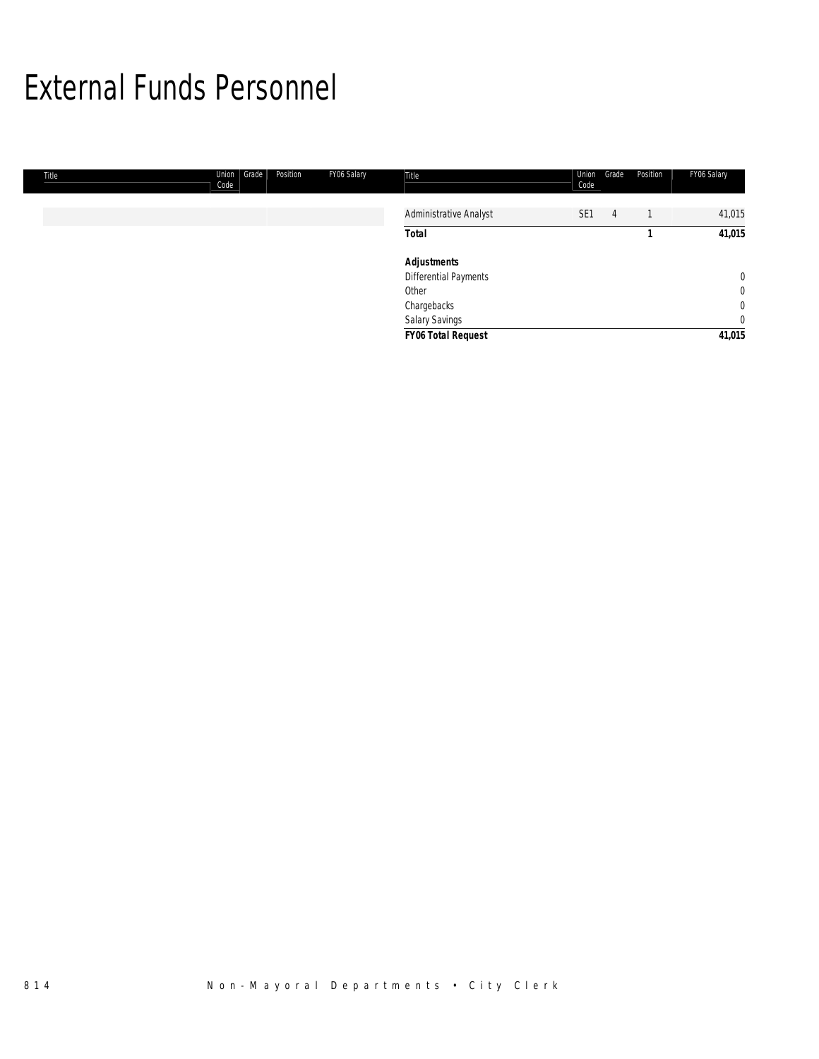# External Funds Personnel

| Title | Union Code | Grade | Position | FY06 Salary |
|---|---|---|---|---|
| Administrative Analyst | SE1 | 4 | 1 | 41,015 |
| **Total** | | | **1** | **41,015** |
| ***Adjustments*** | | | | |
| Differential Payments | | | | 0 |
| Other | | | | 0 |
| Chargebacks | | | | 0 |
| Salary Savings | | | | 0 |
| ***FY06 Total Request*** | | | | **41,015** |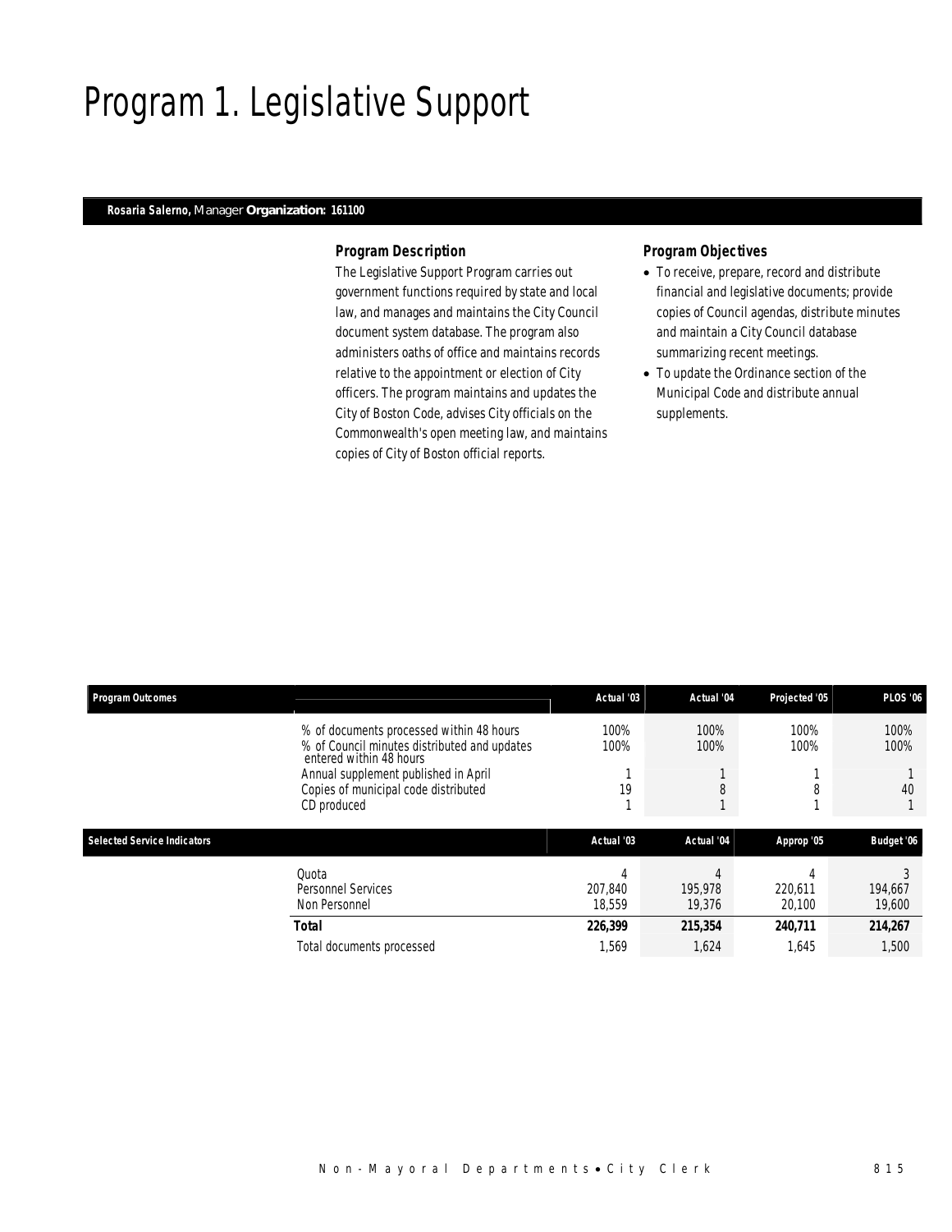# Program 1. Legislative Support

**Rosaria Salerno,** Manager **Organization: 161100**

### Program Description

The Legislative Support Program carries out government functions required by state and local law, and manages and maintains the City Council document system database. The program also administers oaths of office and maintains records relative to the appointment or election of City officers. The program maintains and updates the City of Boston Code, advises City officials on the Commonwealth's open meeting law, and maintains copies of City of Boston official reports.

### Program Objectives

- To receive, prepare, record and distribute financial and legislative documents; provide copies of Council agendas, distribute minutes and maintain a City Council database summarizing recent meetings.
- To update the Ordinance section of the Municipal Code and distribute annual supplements.

| Program Outcomes | | Actual '03 | Actual '04 | Projected '05 | PLOS '06 |
|---|---|---|---|---|---|
| | % of documents processed within 48 hours | 100% | 100% | 100% | 100% |
| | % of Council minutes distributed and updates entered within 48 hours | 100% | 100% | 100% | 100% |
| | Annual supplement published in April | 1 | 1 | 1 | 1 |
| | Copies of municipal code distributed | 19 | 8 | 8 | 40 |
| | CD produced | 1 | 1 | 1 | 1 |

| Selected Service Indicators | | Actual '03 | Actual '04 | Approp '05 | Budget '06 |
|---|---|---|---|---|---|
| | Quota | 4 | 4 | 4 | 3 |
| | Personnel Services | 207,840 | 195,978 | 220,611 | 194,667 |
| | Non Personnel | 18,559 | 19,376 | 20,100 | 19,600 |
| | **Total** | **226,399** | **215,354** | **240,711** | **214,267** |
| | Total documents processed | 1,569 | 1,624 | 1,645 | 1,500 |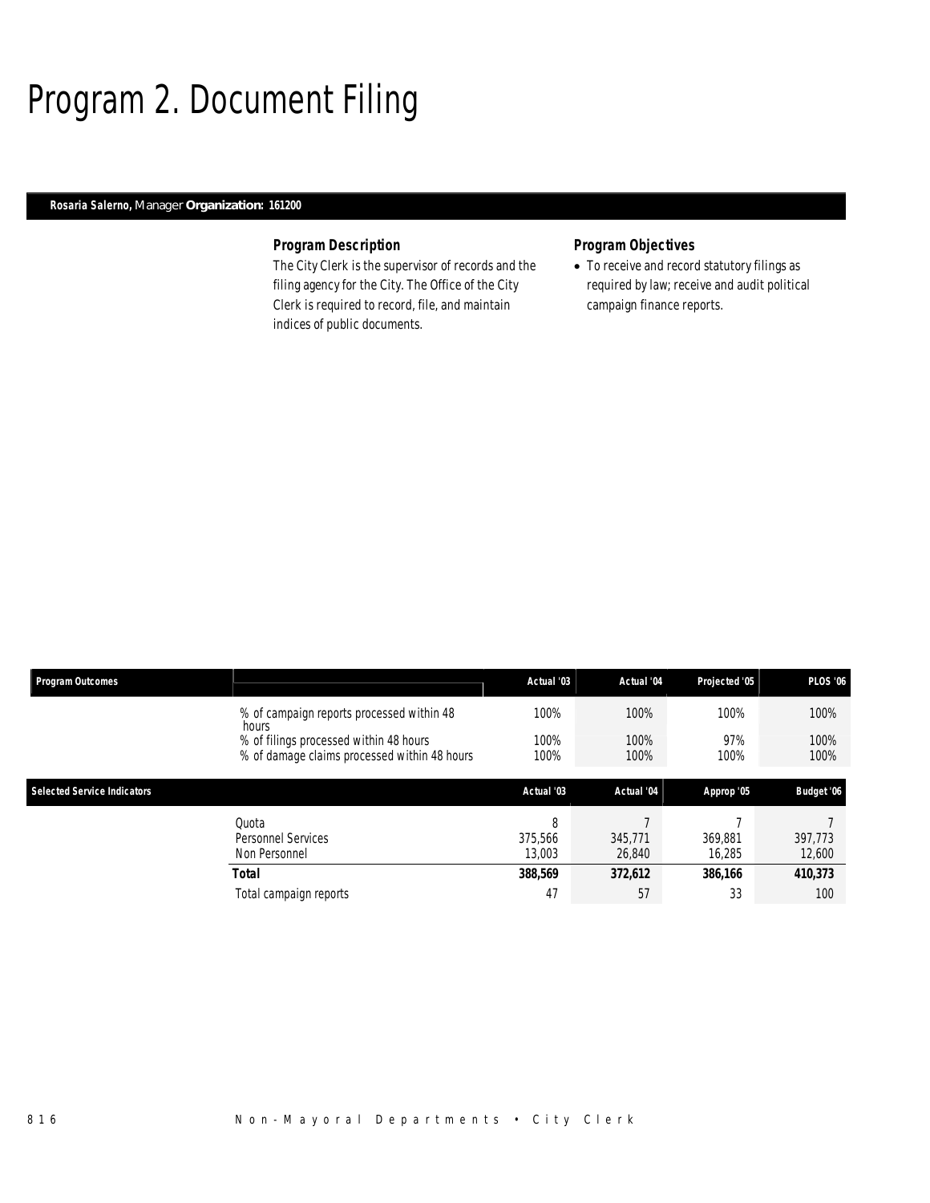# Program 2. Document Filing

**Rosaria Salerno,** Manager **Organization: 161200**

### Program Description

The City Clerk is the supervisor of records and the filing agency for the City. The Office of the City Clerk is required to record, file, and maintain indices of public documents.

### Program Objectives

- To receive and record statutory filings as required by law; receive and audit political campaign finance reports.

| Program Outcomes | | Actual '03 | Actual '04 | Projected '05 | PLOS '06 |
|---|---|---|---|---|---|
| | % of campaign reports processed within 48 hours | 100% | 100% | 100% | 100% |
| | % of filings processed within 48 hours | 100% | 100% | 97% | 100% |
| | % of damage claims processed within 48 hours | 100% | 100% | 100% | 100% |

| Selected Service Indicators | | Actual '03 | Actual '04 | Approp '05 | Budget '06 |
|---|---|---|---|---|---|
| | Quota | 8 | 7 | 7 | 7 |
| | Personnel Services | 375,566 | 345,771 | 369,881 | 397,773 |
| | Non Personnel | 13,003 | 26,840 | 16,285 | 12,600 |
| | **Total** | **388,569** | **372,612** | **386,166** | **410,373** |
| | Total campaign reports | 47 | 57 | 33 | 100 |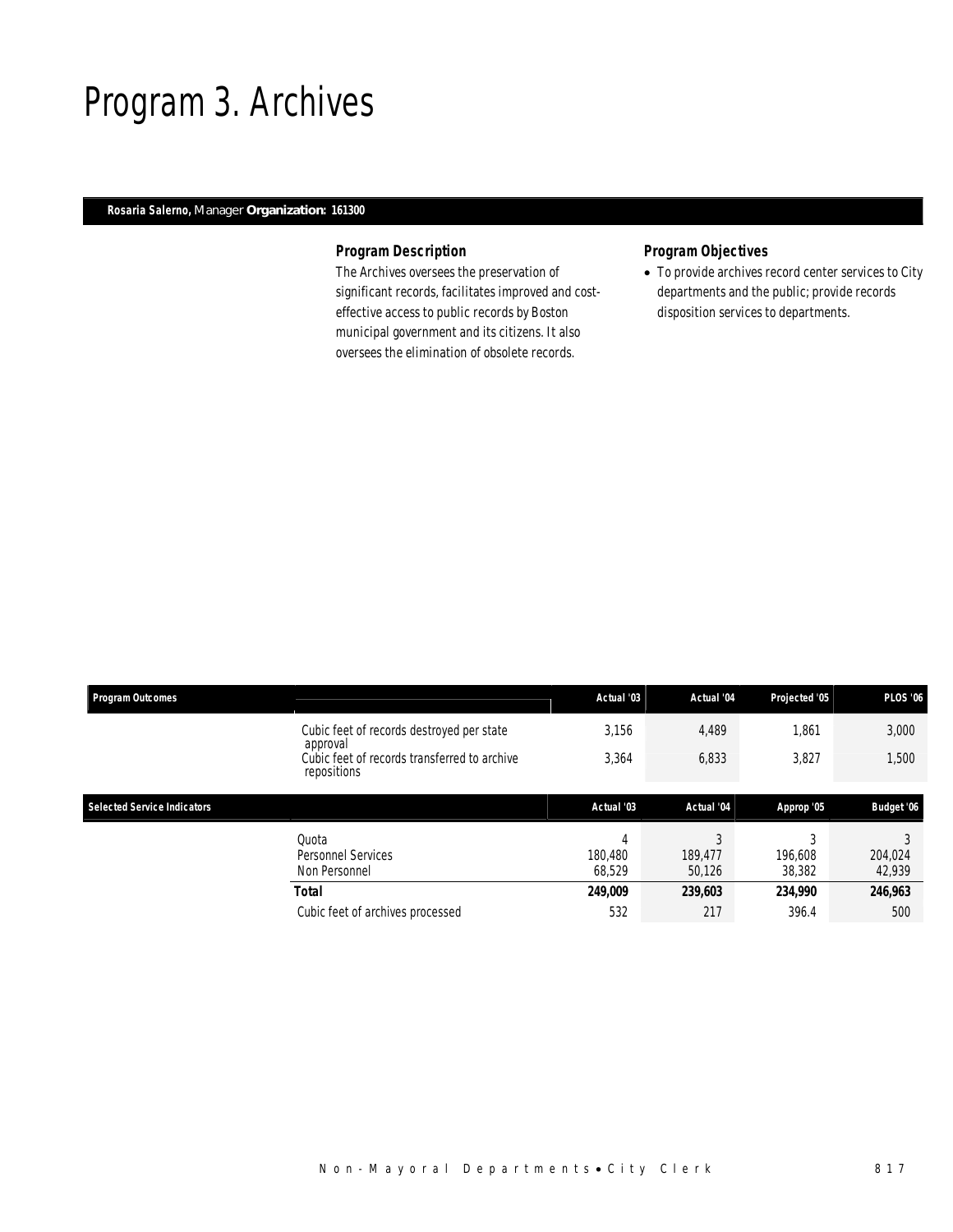# Program 3. Archives

**Rosaria Salerno,** Manager **Organization: 161300**

### Program Description

The Archives oversees the preservation of significant records, facilitates improved and cost-effective access to public records by Boston municipal government and its citizens. It also oversees the elimination of obsolete records.

### Program Objectives

- To provide archives record center services to City departments and the public; provide records disposition services to departments.

| Program Outcomes | | Actual '03 | Actual '04 | Projected '05 | PLOS '06 |
|---|---|---|---|---|---|
| | Cubic feet of records destroyed per state approval | 3,156 | 4,489 | 1,861 | 3,000 |
| | Cubic feet of records transferred to archive repositions | 3,364 | 6,833 | 3,827 | 1,500 |

| Selected Service Indicators | | Actual '03 | Actual '04 | Approp '05 | Budget '06 |
|---|---|---|---|---|---|
| | Quota | 4 | 3 | 3 | 3 |
| | Personnel Services | 180,480 | 189,477 | 196,608 | 204,024 |
| | Non Personnel | 68,529 | 50,126 | 38,382 | 42,939 |
| | **Total** | **249,009** | **239,603** | **234,990** | **246,963** |
| | Cubic feet of archives processed | 532 | 217 | 396.4 | 500 |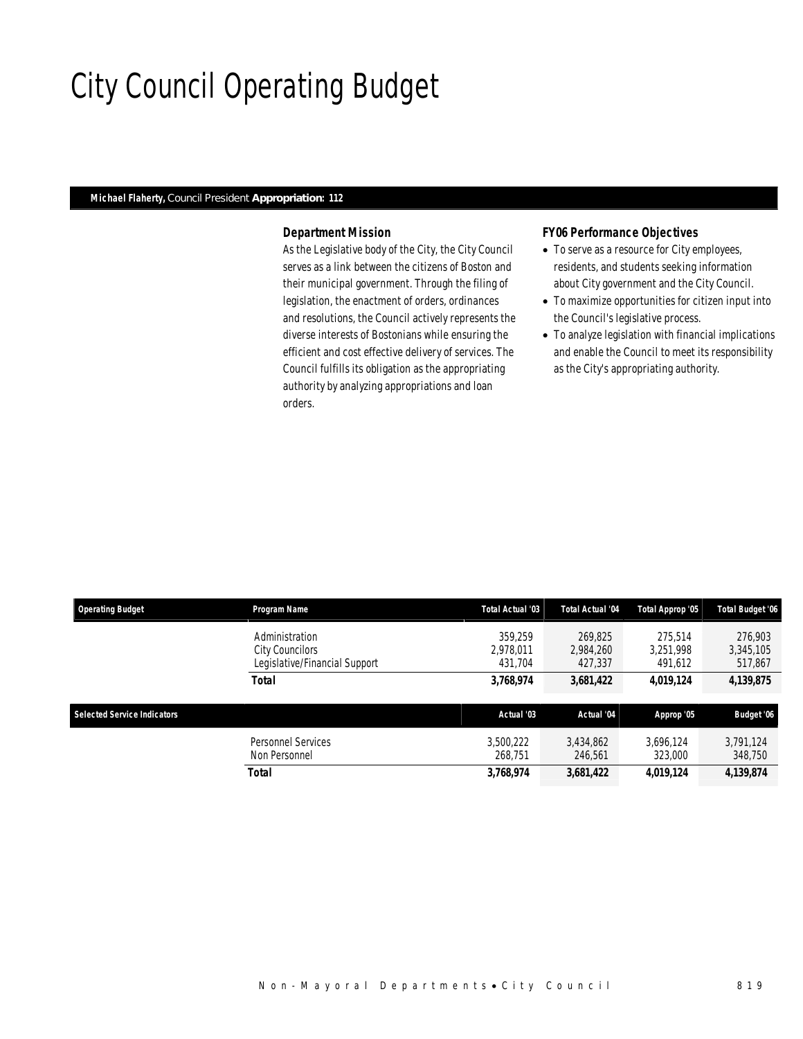# City Council Operating Budget

**Michael Flaherty,** Council President **Appropriation: 112**

### Department Mission

As the Legislative body of the City, the City Council serves as a link between the citizens of Boston and their municipal government. Through the filing of legislation, the enactment of orders, ordinances and resolutions, the Council actively represents the diverse interests of Bostonians while ensuring the efficient and cost effective delivery of services. The Council fulfills its obligation as the appropriating authority by analyzing appropriations and loan orders.

### FY06 Performance Objectives

- To serve as a resource for City employees, residents, and students seeking information about City government and the City Council.
- To maximize opportunities for citizen input into the Council's legislative process.
- To analyze legislation with financial implications and enable the Council to meet its responsibility as the City's appropriating authority.

| Operating Budget | Program Name | Total Actual '03 | Total Actual '04 | Total Approp '05 | Total Budget '06 |
|---|---|---|---|---|---|
| | Administration | 359,259 | 269,825 | 275,514 | 276,903 |
| | City Councilors | 2,978,011 | 2,984,260 | 3,251,998 | 3,345,105 |
| | Legislative/Financial Support | 431,704 | 427,337 | 491,612 | 517,867 |
| | ***Total*** | **3,768,974** | **3,681,422** | **4,019,124** | **4,139,875** |

| Selected Service Indicators | | Actual '03 | Actual '04 | Approp '05 | Budget '06 |
|---|---|---|---|---|---|
| | Personnel Services | 3,500,222 | 3,434,862 | 3,696,124 | 3,791,124 |
| | Non Personnel | 268,751 | 246,561 | 323,000 | 348,750 |
| | ***Total*** | **3,768,974** | **3,681,422** | **4,019,124** | **4,139,874** |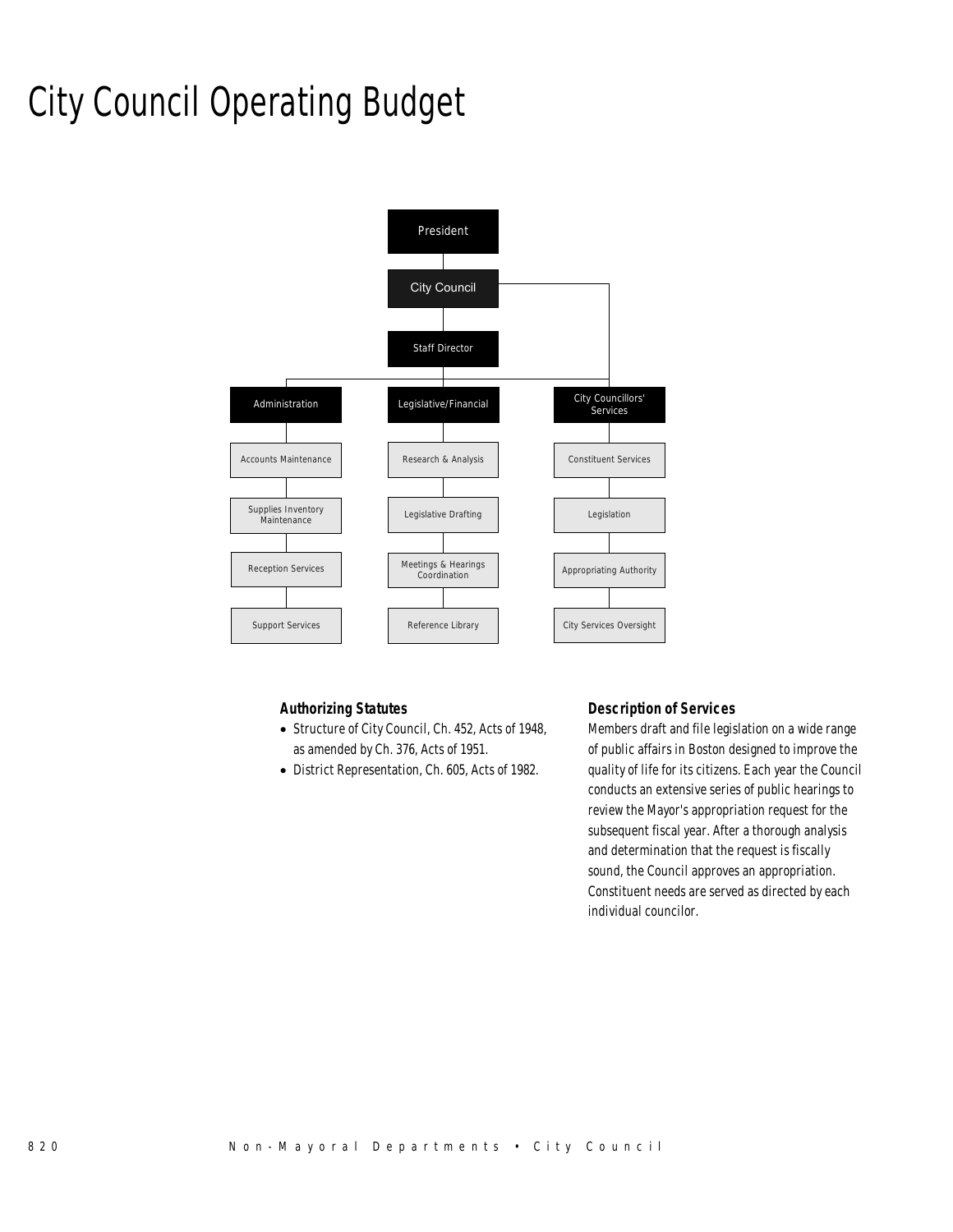# City Council Operating Budget

- President
  - City Council
    - Staff Director
      - Administration
        - Accounts Maintenance
        - Supplies Inventory Maintenance
        - Reception Services
        - Support Services
      - Legislative/Financial
        - Research & Analysis
        - Legislative Drafting
        - Meetings & Hearings Coordination
        - Reference Library
    - City Councillors' Services
      - Constituent Services
      - Legislation
      - Appropriating Authority
      - City Services Oversight

### Authorizing Statutes

- Structure of City Council, Ch. 452, Acts of 1948, as amended by Ch. 376, Acts of 1951.
- District Representation, Ch. 605, Acts of 1982.

### Description of Services

Members draft and file legislation on a wide range of public affairs in Boston designed to improve the quality of life for its citizens. Each year the Council conducts an extensive series of public hearings to review the Mayor's appropriation request for the subsequent fiscal year. After a thorough analysis and determination that the request is fiscally sound, the Council approves an appropriation. Constituent needs are served as directed by each individual councilor.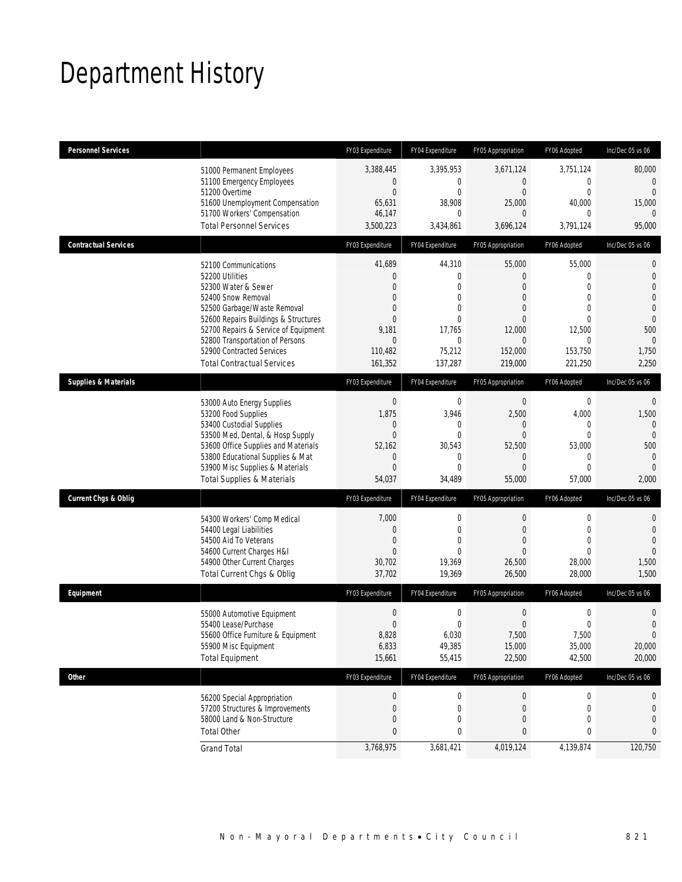# Department History

| Personnel Services | | FY03 Expenditure | FY04 Expenditure | FY05 Appropriation | FY06 Adopted | Inc/Dec 05 vs 06 |
|---|---|---|---|---|---|---|
| | 51000 Permanent Employees | 3,388,445 | 3,395,953 | 3,671,124 | 3,751,124 | 80,000 |
| | 51100 Emergency Employees | 0 | 0 | 0 | 0 | 0 |
| | 51200 Overtime | 0 | 0 | 0 | 0 | 0 |
| | 51600 Unemployment Compensation | 65,631 | 38,908 | 25,000 | 40,000 | 15,000 |
| | 51700 Workers' Compensation | 46,147 | 0 | 0 | 0 | 0 |
| | Total Personnel Services | 3,500,223 | 3,434,861 | 3,696,124 | 3,791,124 | 95,000 |

| Contractual Services | | FY03 Expenditure | FY04 Expenditure | FY05 Appropriation | FY06 Adopted | Inc/Dec 05 vs 06 |
|---|---|---|---|---|---|---|
| | 52100 Communications | 41,689 | 44,310 | 55,000 | 55,000 | 0 |
| | 52200 Utilities | 0 | 0 | 0 | 0 | 0 |
| | 52300 Water & Sewer | 0 | 0 | 0 | 0 | 0 |
| | 52400 Snow Removal | 0 | 0 | 0 | 0 | 0 |
| | 52500 Garbage/Waste Removal | 0 | 0 | 0 | 0 | 0 |
| | 52600 Repairs Buildings & Structures | 0 | 0 | 0 | 0 | 0 |
| | 52700 Repairs & Service of Equipment | 9,181 | 17,765 | 12,000 | 12,500 | 500 |
| | 52800 Transportation of Persons | 0 | 0 | 0 | 0 | 0 |
| | 52900 Contracted Services | 110,482 | 75,212 | 152,000 | 153,750 | 1,750 |
| | Total Contractual Services | 161,352 | 137,287 | 219,000 | 221,250 | 2,250 |

| Supplies & Materials | | FY03 Expenditure | FY04 Expenditure | FY05 Appropriation | FY06 Adopted | Inc/Dec 05 vs 06 |
|---|---|---|---|---|---|---|
| | 53000 Auto Energy Supplies | 0 | 0 | 0 | 0 | 0 |
| | 53200 Food Supplies | 1,875 | 3,946 | 2,500 | 4,000 | 1,500 |
| | 53400 Custodial Supplies | 0 | 0 | 0 | 0 | 0 |
| | 53500 Med, Dental, & Hosp Supply | 0 | 0 | 0 | 0 | 0 |
| | 53600 Office Supplies and Materials | 52,162 | 30,543 | 52,500 | 53,000 | 500 |
| | 53800 Educational Supplies & Mat | 0 | 0 | 0 | 0 | 0 |
| | 53900 Misc Supplies & Materials | 0 | 0 | 0 | 0 | 0 |
| | Total Supplies & Materials | 54,037 | 34,489 | 55,000 | 57,000 | 2,000 |

| Current Chgs & Oblig | | FY03 Expenditure | FY04 Expenditure | FY05 Appropriation | FY06 Adopted | Inc/Dec 05 vs 06 |
|---|---|---|---|---|---|---|
| | 54300 Workers' Comp Medical | 7,000 | 0 | 0 | 0 | 0 |
| | 54400 Legal Liabilities | 0 | 0 | 0 | 0 | 0 |
| | 54500 Aid To Veterans | 0 | 0 | 0 | 0 | 0 |
| | 54600 Current Charges H&I | 0 | 0 | 0 | 0 | 0 |
| | 54900 Other Current Charges | 30,702 | 19,369 | 26,500 | 28,000 | 1,500 |
| | Total Current Chgs & Oblig | 37,702 | 19,369 | 26,500 | 28,000 | 1,500 |

| Equipment | | FY03 Expenditure | FY04 Expenditure | FY05 Appropriation | FY06 Adopted | Inc/Dec 05 vs 06 |
|---|---|---|---|---|---|---|
| | 55000 Automotive Equipment | 0 | 0 | 0 | 0 | 0 |
| | 55400 Lease/Purchase | 0 | 0 | 0 | 0 | 0 |
| | 55600 Office Furniture & Equipment | 8,828 | 6,030 | 7,500 | 7,500 | 0 |
| | 55900 Misc Equipment | 6,833 | 49,385 | 15,000 | 35,000 | 20,000 |
| | Total Equipment | 15,661 | 55,415 | 22,500 | 42,500 | 20,000 |

| Other | | FY03 Expenditure | FY04 Expenditure | FY05 Appropriation | FY06 Adopted | Inc/Dec 05 vs 06 |
|---|---|---|---|---|---|---|
| | 56200 Special Appropriation | 0 | 0 | 0 | 0 | 0 |
| | 57200 Structures & Improvements | 0 | 0 | 0 | 0 | 0 |
| | 58000 Land & Non-Structure | 0 | 0 | 0 | 0 | 0 |
| | Total Other | 0 | 0 | 0 | 0 | 0 |
| | Grand Total | 3,768,975 | 3,681,421 | 4,019,124 | 4,139,874 | 120,750 |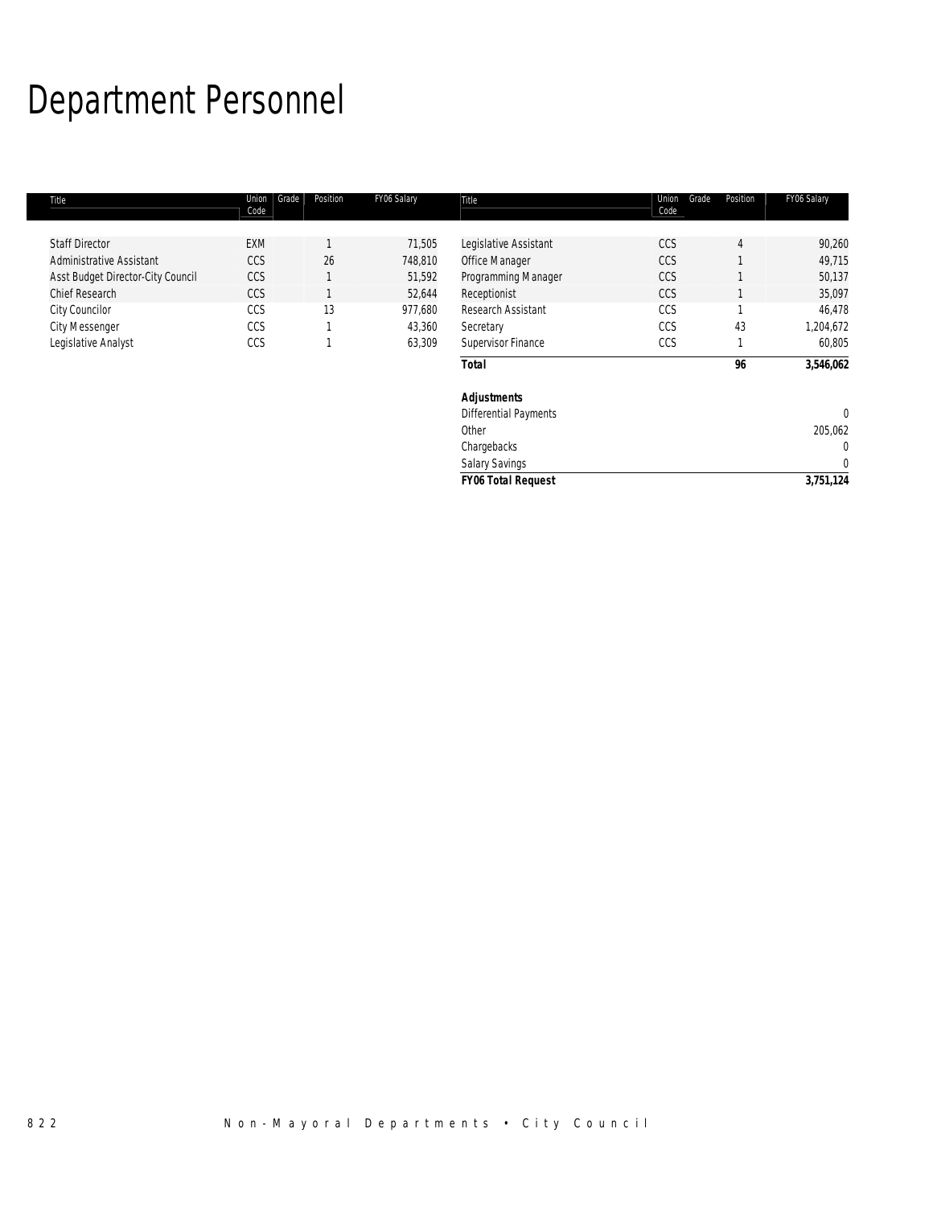# Department Personnel

| Title | Union Code | Grade | Position | FY06 Salary |
|---|---|---|---|---|
| Staff Director | EXM | | 1 | 71,505 |
| Administrative Assistant | CCS | | 26 | 748,810 |
| Asst Budget Director-City Council | CCS | | 1 | 51,592 |
| Chief Research | CCS | | 1 | 52,644 |
| City Councilor | CCS | | 13 | 977,680 |
| City Messenger | CCS | | 1 | 43,360 |
| Legislative Analyst | CCS | | 1 | 63,309 |
| Legislative Assistant | CCS | | 4 | 90,260 |
| Office Manager | CCS | | 1 | 49,715 |
| Programming Manager | CCS | | 1 | 50,137 |
| Receptionist | CCS | | 1 | 35,097 |
| Research Assistant | CCS | | 1 | 46,478 |
| Secretary | CCS | | 43 | 1,204,672 |
| Supervisor Finance | CCS | | 1 | 60,805 |
| **Total** | | | **96** | **3,546,062** |
| | | | | |
| ***Adjustments*** | | | | |
| Differential Payments | | | | 0 |
| Other | | | | 205,062 |
| Chargebacks | | | | 0 |
| Salary Savings | | | | 0 |
| ***FY06 Total Request*** | | | | **3,751,124** |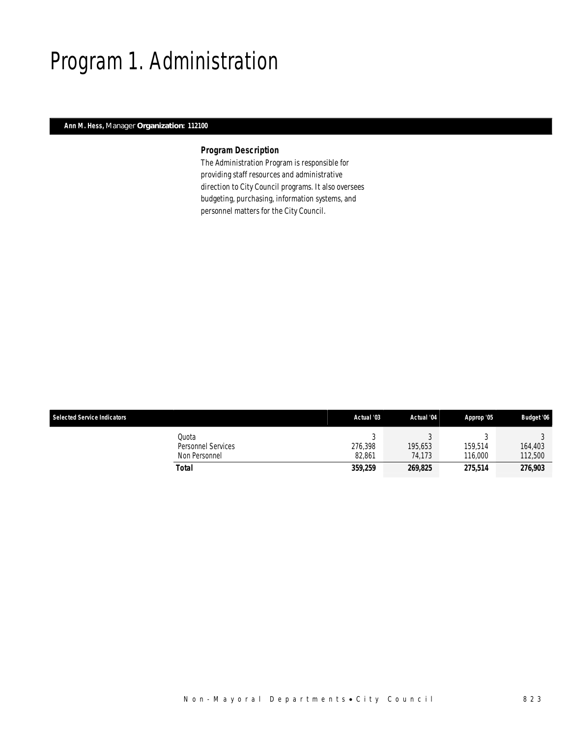# Program 1. Administration

**Ann M. Hess,** Manager **Organization: 112100**

### Program Description

The Administration Program is responsible for providing staff resources and administrative direction to City Council programs. It also oversees budgeting, purchasing, information systems, and personnel matters for the City Council.

| Selected Service Indicators | Actual '03 | Actual '04 | Approp '05 | Budget '06 |
|---|---|---|---|---|
| Quota | 3 | 3 | 3 | 3 |
| Personnel Services | 276,398 | 195,653 | 159,514 | 164,403 |
| Non Personnel | 82,861 | 74,173 | 116,000 | 112,500 |
| **Total** | **359,259** | **269,825** | **275,514** | **276,903** |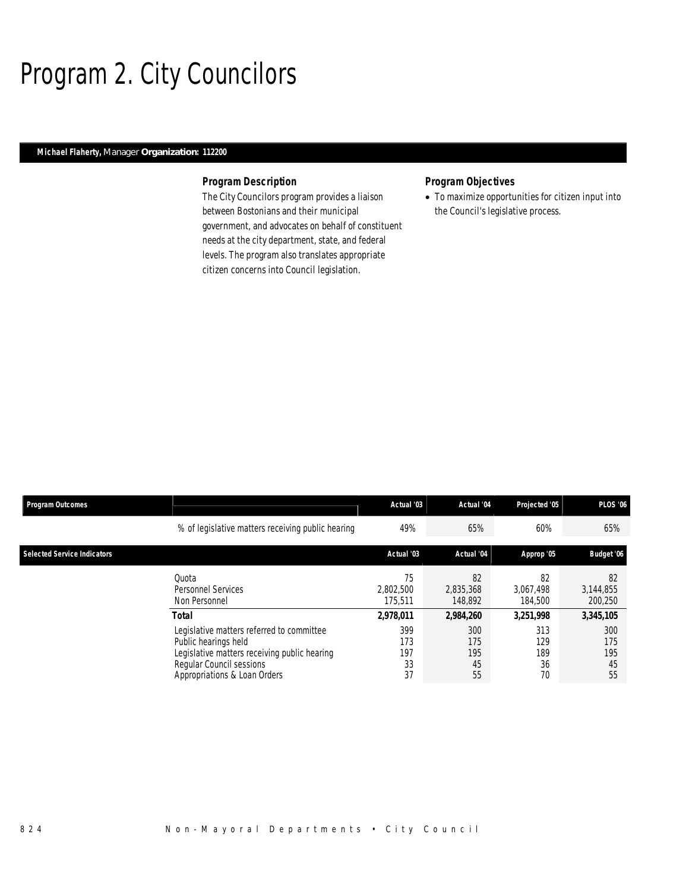# Program 2. City Councilors

**Michael Flaherty,** Manager **Organization: 112200**

### Program Description

The City Councilors program provides a liaison between Bostonians and their municipal government, and advocates on behalf of constituent needs at the city department, state, and federal levels. The program also translates appropriate citizen concerns into Council legislation.

### Program Objectives

- To maximize opportunities for citizen input into the Council's legislative process.

| Program Outcomes | | Actual '03 | Actual '04 | Projected '05 | PLOS '06 |
|---|---|---|---|---|---|
| | % of legislative matters receiving public hearing | 49% | 65% | 60% | 65% |

| Selected Service Indicators | | Actual '03 | Actual '04 | Approp '05 | Budget '06 |
|---|---|---|---|---|---|
| | Quota | 75 | 82 | 82 | 82 |
| | Personnel Services | 2,802,500 | 2,835,368 | 3,067,498 | 3,144,855 |
| | Non Personnel | 175,511 | 148,892 | 184,500 | 200,250 |
| | **Total** | **2,978,011** | **2,984,260** | **3,251,998** | **3,345,105** |
| | Legislative matters referred to committee | 399 | 300 | 313 | 300 |
| | Public hearings held | 173 | 175 | 129 | 175 |
| | Legislative matters receiving public hearing | 197 | 195 | 189 | 195 |
| | Regular Council sessions | 33 | 45 | 36 | 45 |
| | Appropriations & Loan Orders | 37 | 55 | 70 | 55 |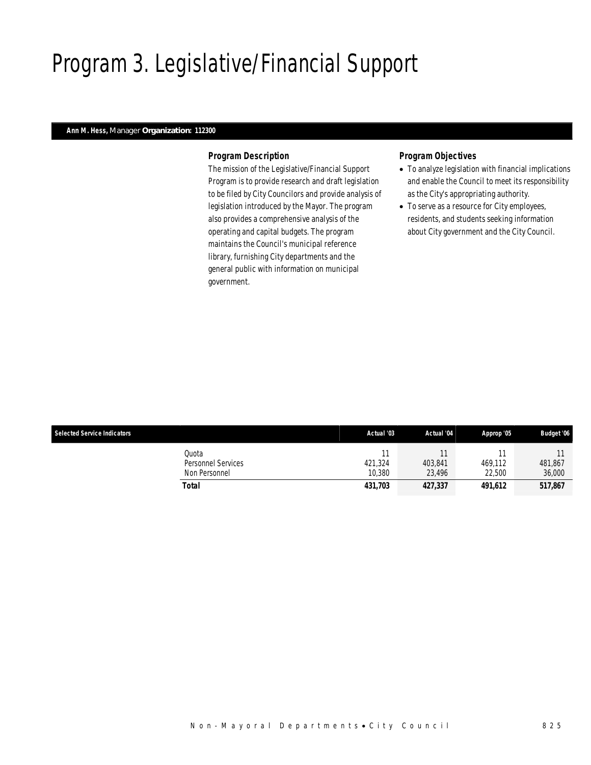# Program 3. Legislative/Financial Support

**Ann M. Hess,** Manager **Organization: 112300**

### *Program Description*

The mission of the Legislative/Financial Support Program is to provide research and draft legislation to be filed by City Councilors and provide analysis of legislation introduced by the Mayor. The program also provides a comprehensive analysis of the operating and capital budgets. The program maintains the Council's municipal reference library, furnishing City departments and the general public with information on municipal government.

### *Program Objectives*

- To analyze legislation with financial implications and enable the Council to meet its responsibility as the City's appropriating authority.
- To serve as a resource for City employees, residents, and students seeking information about City government and the City Council.

| Selected Service Indicators | Actual '03 | Actual '04 | Approp '05 | Budget '06 |
|---|---|---|---|---|
| Quota | 11 | 11 | 11 | 11 |
| Personnel Services | 421,324 | 403,841 | 469,112 | 481,867 |
| Non Personnel | 10,380 | 23,496 | 22,500 | 36,000 |
| **Total** | **431,703** | **427,337** | **491,612** | **517,867** |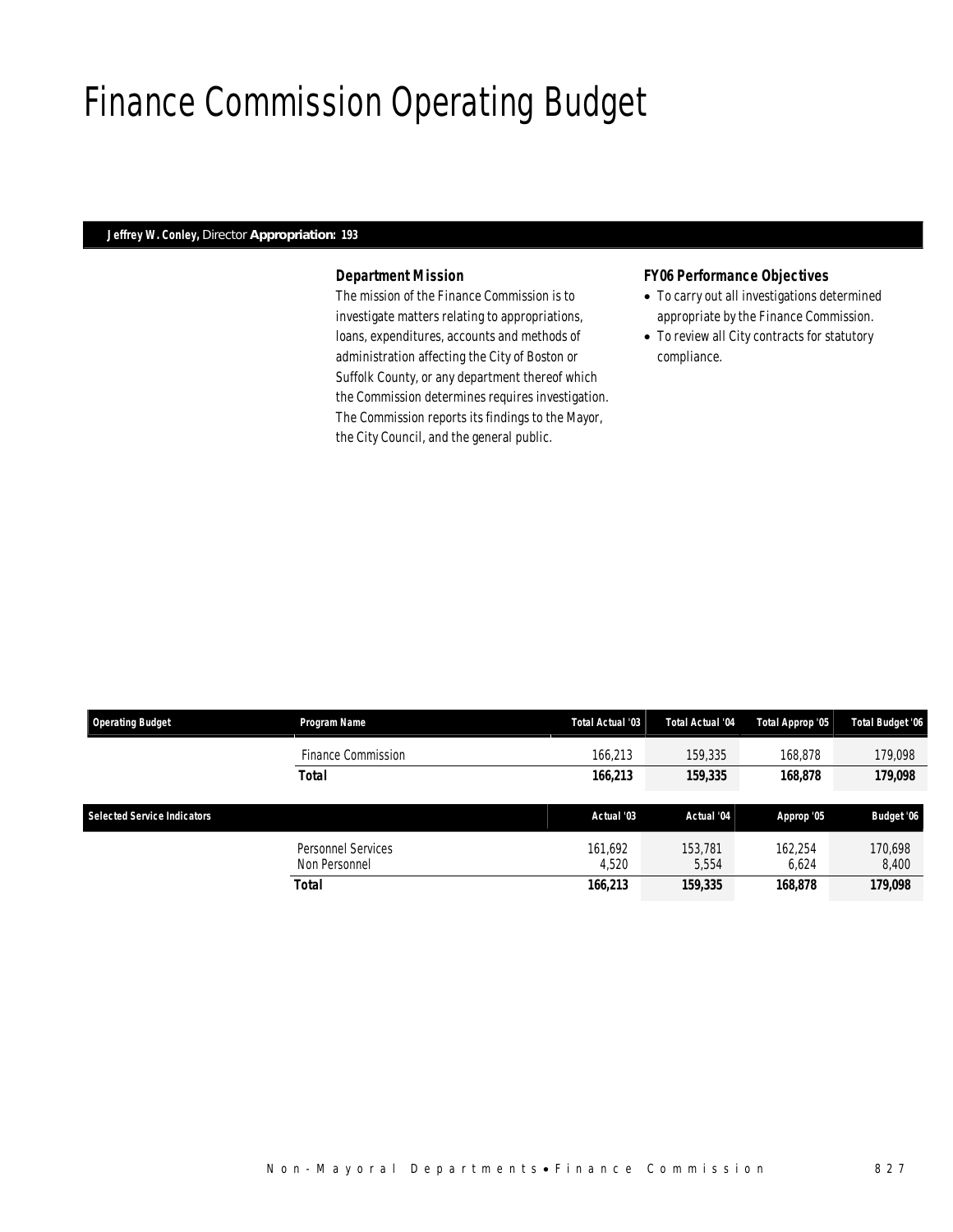# Finance Commission Operating Budget

**Jeffrey W. Conley,** Director **Appropriation: 193**

### *Department Mission*

*The mission of the Finance Commission is to investigate matters relating to appropriations, loans, expenditures, accounts and methods of administration affecting the City of Boston or Suffolk County, or any department thereof which the Commission determines requires investigation. The Commission reports its findings to the Mayor, the City Council, and the general public.*

### *FY06 Performance Objectives*

- To carry out all investigations determined appropriate by the Finance Commission.
- To review all City contracts for statutory compliance.

| Operating Budget | Program Name | Total Actual '03 | Total Actual '04 | Total Approp '05 | Total Budget '06 |
|---|---|---|---|---|---|
| | Finance Commission | 166,213 | 159,335 | 168,878 | 179,098 |
| | **Total** | **166,213** | **159,335** | **168,878** | **179,098** |

| Selected Service Indicators | | Actual '03 | Actual '04 | Approp '05 | Budget '06 |
|---|---|---|---|---|---|
| | Personnel Services | 161,692 | 153,781 | 162,254 | 170,698 |
| | Non Personnel | 4,520 | 5,554 | 6,624 | 8,400 |
| | **Total** | **166,213** | **159,335** | **168,878** | **179,098** |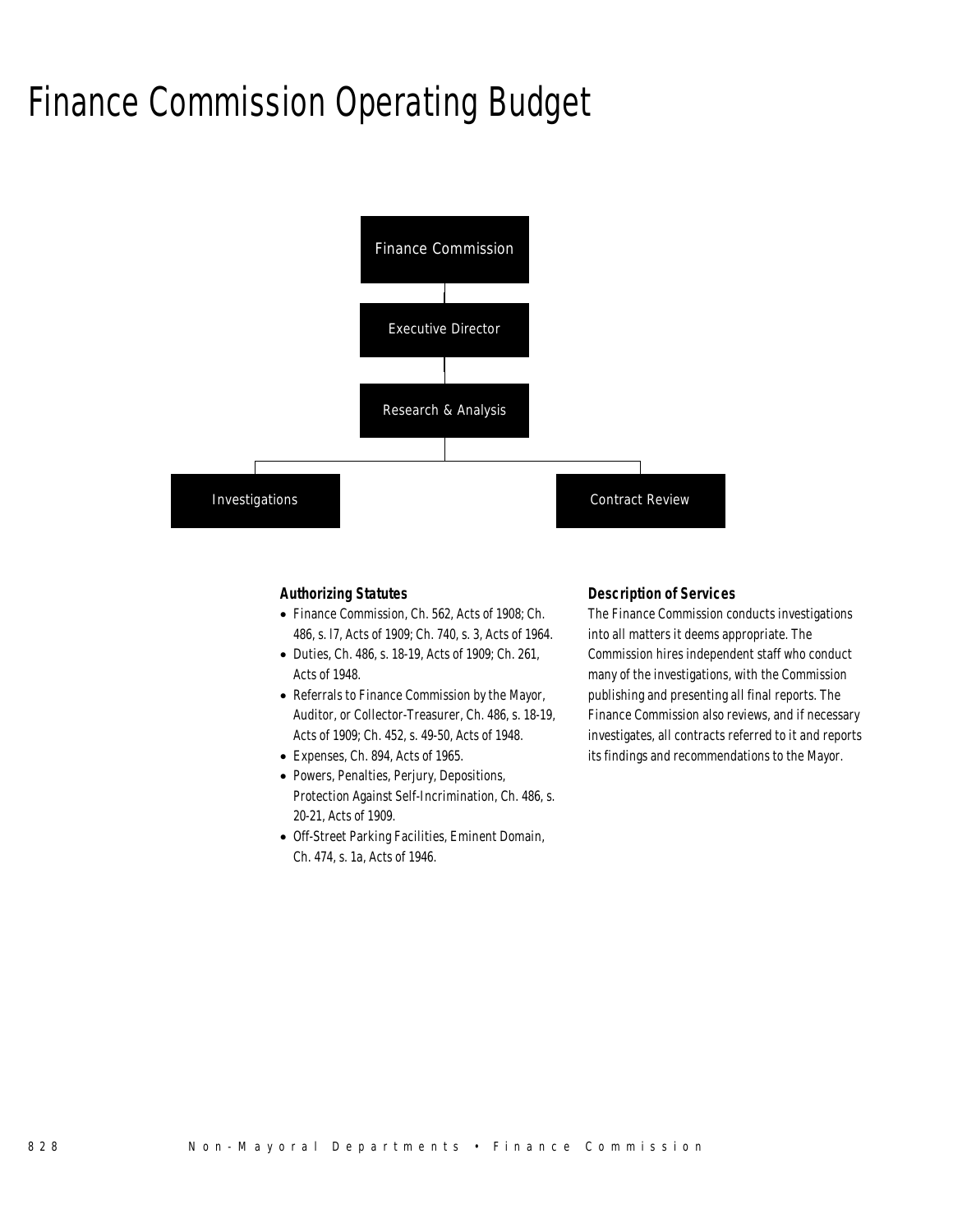# Finance Commission Operating Budget

Finance Commission

Executive Director

Research & Analysis

Investigations

Contract Review

### Authorizing Statutes

- Finance Commission, Ch. 562, Acts of 1908; Ch. 486, s. l7, Acts of 1909; Ch. 740, s. 3, Acts of 1964.
- Duties, Ch. 486, s. 18-19, Acts of 1909; Ch. 261, Acts of 1948.
- Referrals to Finance Commission by the Mayor, Auditor, or Collector-Treasurer, Ch. 486, s. 18-19, Acts of 1909; Ch. 452, s. 49-50, Acts of 1948.
- Expenses, Ch. 894, Acts of 1965.
- Powers, Penalties, Perjury, Depositions, Protection Against Self-Incrimination, Ch. 486, s. 20-21, Acts of 1909.
- Off-Street Parking Facilities, Eminent Domain, Ch. 474, s. 1a, Acts of 1946.

### Description of Services

The Finance Commission conducts investigations into all matters it deems appropriate. The Commission hires independent staff who conduct many of the investigations, with the Commission publishing and presenting all final reports. The Finance Commission also reviews, and if necessary investigates, all contracts referred to it and reports its findings and recommendations to the Mayor.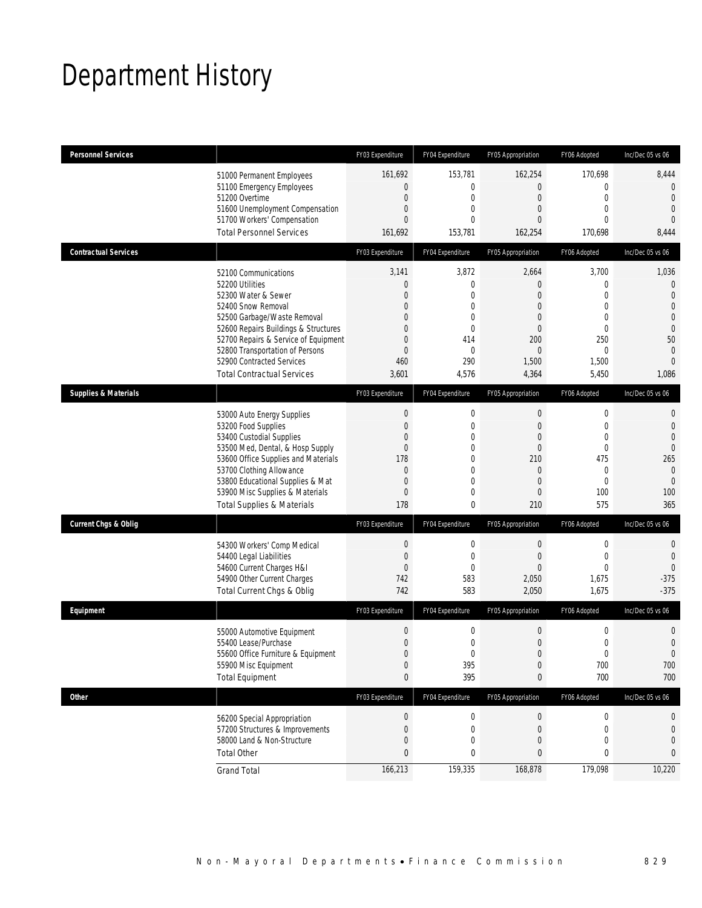# Department History

| Personnel Services | | FY03 Expenditure | FY04 Expenditure | FY05 Appropriation | FY06 Adopted | Inc/Dec 05 vs 06 |
|---|---|---|---|---|---|---|
| | 51000 Permanent Employees | 161,692 | 153,781 | 162,254 | 170,698 | 8,444 |
| | 51100 Emergency Employees | 0 | 0 | 0 | 0 | 0 |
| | 51200 Overtime | 0 | 0 | 0 | 0 | 0 |
| | 51600 Unemployment Compensation | 0 | 0 | 0 | 0 | 0 |
| | 51700 Workers' Compensation | 0 | 0 | 0 | 0 | 0 |
| | Total Personnel Services | 161,692 | 153,781 | 162,254 | 170,698 | 8,444 |

| Contractual Services | | FY03 Expenditure | FY04 Expenditure | FY05 Appropriation | FY06 Adopted | Inc/Dec 05 vs 06 |
|---|---|---|---|---|---|---|
| | 52100 Communications | 3,141 | 3,872 | 2,664 | 3,700 | 1,036 |
| | 52200 Utilities | 0 | 0 | 0 | 0 | 0 |
| | 52300 Water & Sewer | 0 | 0 | 0 | 0 | 0 |
| | 52400 Snow Removal | 0 | 0 | 0 | 0 | 0 |
| | 52500 Garbage/Waste Removal | 0 | 0 | 0 | 0 | 0 |
| | 52600 Repairs Buildings & Structures | 0 | 0 | 0 | 0 | 0 |
| | 52700 Repairs & Service of Equipment | 0 | 414 | 200 | 250 | 50 |
| | 52800 Transportation of Persons | 0 | 0 | 0 | 0 | 0 |
| | 52900 Contracted Services | 460 | 290 | 1,500 | 1,500 | 0 |
| | Total Contractual Services | 3,601 | 4,576 | 4,364 | 5,450 | 1,086 |

| Supplies & Materials | | FY03 Expenditure | FY04 Expenditure | FY05 Appropriation | FY06 Adopted | Inc/Dec 05 vs 06 |
|---|---|---|---|---|---|---|
| | 53000 Auto Energy Supplies | 0 | 0 | 0 | 0 | 0 |
| | 53200 Food Supplies | 0 | 0 | 0 | 0 | 0 |
| | 53400 Custodial Supplies | 0 | 0 | 0 | 0 | 0 |
| | 53500 Med, Dental, & Hosp Supply | 0 | 0 | 0 | 0 | 0 |
| | 53600 Office Supplies and Materials | 178 | 0 | 210 | 475 | 265 |
| | 53700 Clothing Allowance | 0 | 0 | 0 | 0 | 0 |
| | 53800 Educational Supplies & Mat | 0 | 0 | 0 | 0 | 0 |
| | 53900 Misc Supplies & Materials | 0 | 0 | 0 | 100 | 100 |
| | Total Supplies & Materials | 178 | 0 | 210 | 575 | 365 |

| Current Chgs & Oblig | | FY03 Expenditure | FY04 Expenditure | FY05 Appropriation | FY06 Adopted | Inc/Dec 05 vs 06 |
|---|---|---|---|---|---|---|
| | 54300 Workers' Comp Medical | 0 | 0 | 0 | 0 | 0 |
| | 54400 Legal Liabilities | 0 | 0 | 0 | 0 | 0 |
| | 54600 Current Charges H&I | 0 | 0 | 0 | 0 | 0 |
| | 54900 Other Current Charges | 742 | 583 | 2,050 | 1,675 | -375 |
| | Total Current Chgs & Oblig | 742 | 583 | 2,050 | 1,675 | -375 |

| Equipment | | FY03 Expenditure | FY04 Expenditure | FY05 Appropriation | FY06 Adopted | Inc/Dec 05 vs 06 |
|---|---|---|---|---|---|---|
| | 55000 Automotive Equipment | 0 | 0 | 0 | 0 | 0 |
| | 55400 Lease/Purchase | 0 | 0 | 0 | 0 | 0 |
| | 55600 Office Furniture & Equipment | 0 | 0 | 0 | 0 | 0 |
| | 55900 Misc Equipment | 0 | 395 | 0 | 700 | 700 |
| | Total Equipment | 0 | 395 | 0 | 700 | 700 |

| Other | | FY03 Expenditure | FY04 Expenditure | FY05 Appropriation | FY06 Adopted | Inc/Dec 05 vs 06 |
|---|---|---|---|---|---|---|
| | 56200 Special Appropriation | 0 | 0 | 0 | 0 | 0 |
| | 57200 Structures & Improvements | 0 | 0 | 0 | 0 | 0 |
| | 58000 Land & Non-Structure | 0 | 0 | 0 | 0 | 0 |
| | Total Other | 0 | 0 | 0 | 0 | 0 |
| | Grand Total | 166,213 | 159,335 | 168,878 | 179,098 | 10,220 |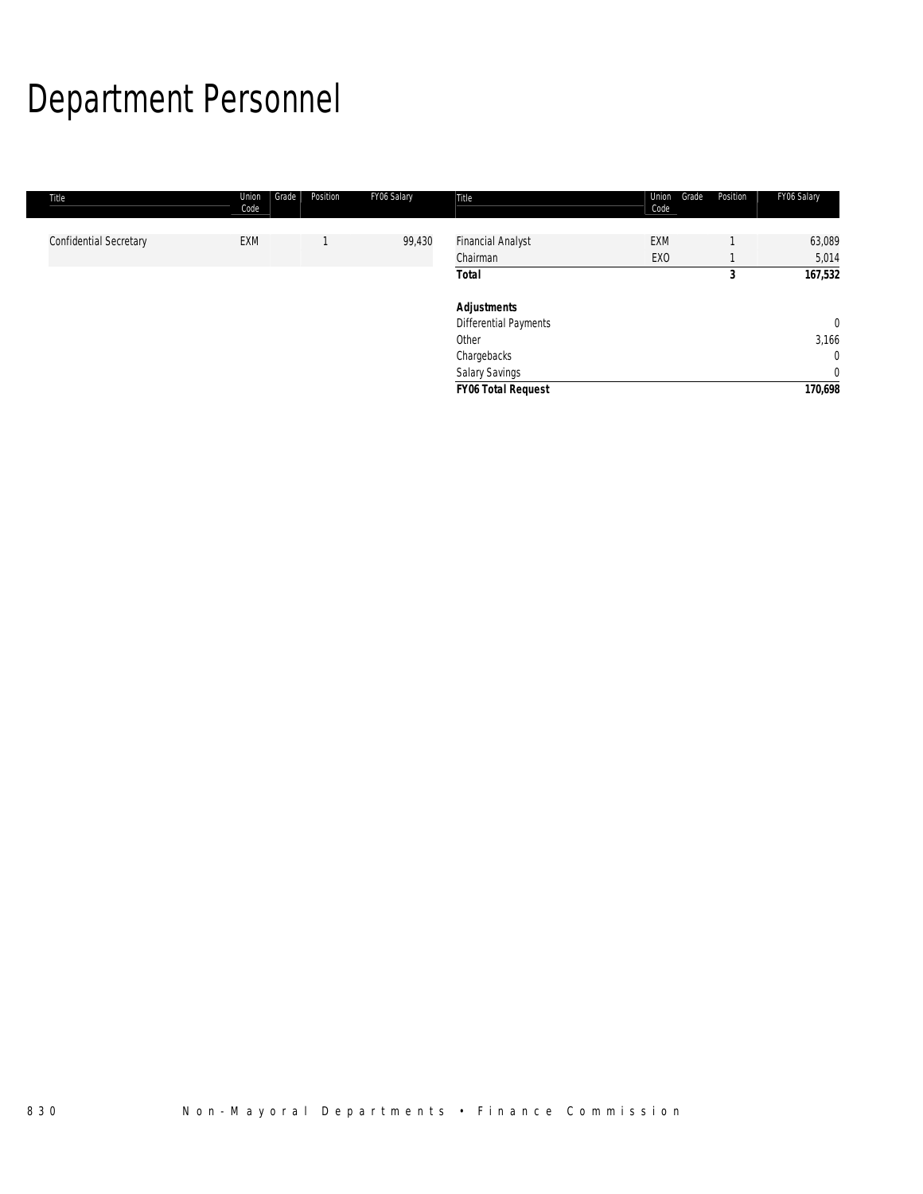# Department Personnel

| Title | Union Code | Grade | Position | FY06 Salary |
|---|---|---|---|---|
| Confidential Secretary | EXM | | 1 | 99,430 |
| Financial Analyst | EXM | | 1 | 63,089 |
| Chairman | EXO | | 1 | 5,014 |
| ***Total*** | | | **3** | **167,532** |
| | | | | |
| ***Adjustments*** | | | | |
| Differential Payments | | | | 0 |
| Other | | | | 3,166 |
| Chargebacks | | | | 0 |
| Salary Savings | | | | 0 |
| ***FY06 Total Request*** | | | | **170,698** |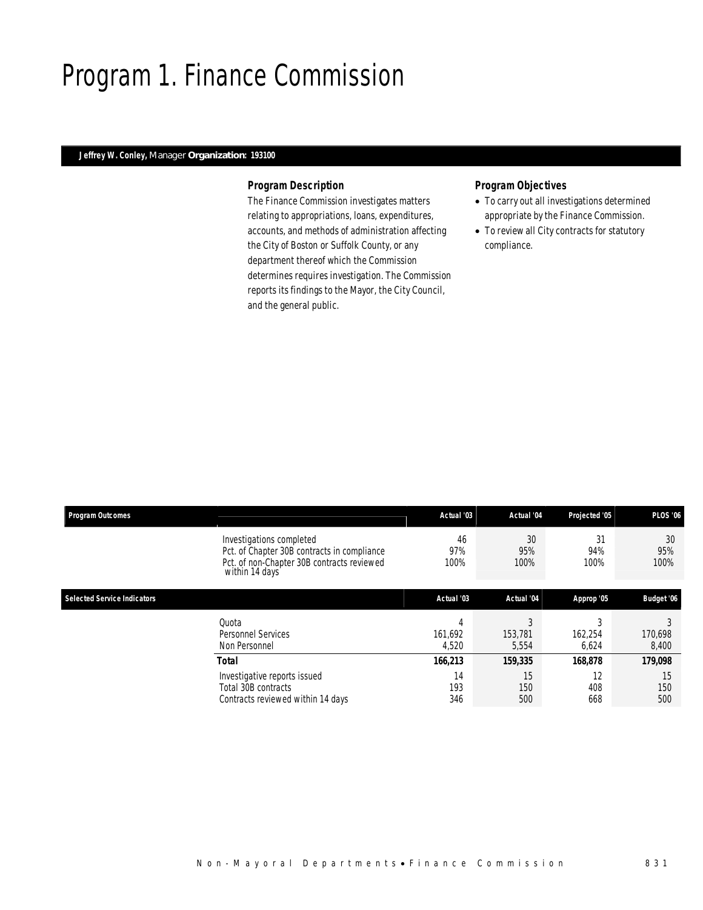# Program 1. Finance Commission

**Jeffrey W. Conley,** Manager **Organization: 193100**

### Program Description

The Finance Commission investigates matters relating to appropriations, loans, expenditures, accounts, and methods of administration affecting the City of Boston or Suffolk County, or any department thereof which the Commission determines requires investigation. The Commission reports its findings to the Mayor, the City Council, and the general public.

### Program Objectives

- To carry out all investigations determined appropriate by the Finance Commission.
- To review all City contracts for statutory compliance.

| Program Outcomes | | Actual '03 | Actual '04 | Projected '05 | PLOS '06 |
|---|---|---|---|---|---|
| | Investigations completed | 46 | 30 | 31 | 30 |
| | Pct. of Chapter 30B contracts in compliance | 97% | 95% | 94% | 95% |
| | Pct. of non-Chapter 30B contracts reviewed within 14 days | 100% | 100% | 100% | 100% |

| Selected Service Indicators | | Actual '03 | Actual '04 | Approp '05 | Budget '06 |
|---|---|---|---|---|---|
| | Quota | 4 | 3 | 3 | 3 |
| | Personnel Services | 161,692 | 153,781 | 162,254 | 170,698 |
| | Non Personnel | 4,520 | 5,554 | 6,624 | 8,400 |
| | **Total** | **166,213** | **159,335** | **168,878** | **179,098** |
| | Investigative reports issued | 14 | 15 | 12 | 15 |
| | Total 30B contracts | 193 | 150 | 408 | 150 |
| | Contracts reviewed within 14 days | 346 | 500 | 668 | 500 |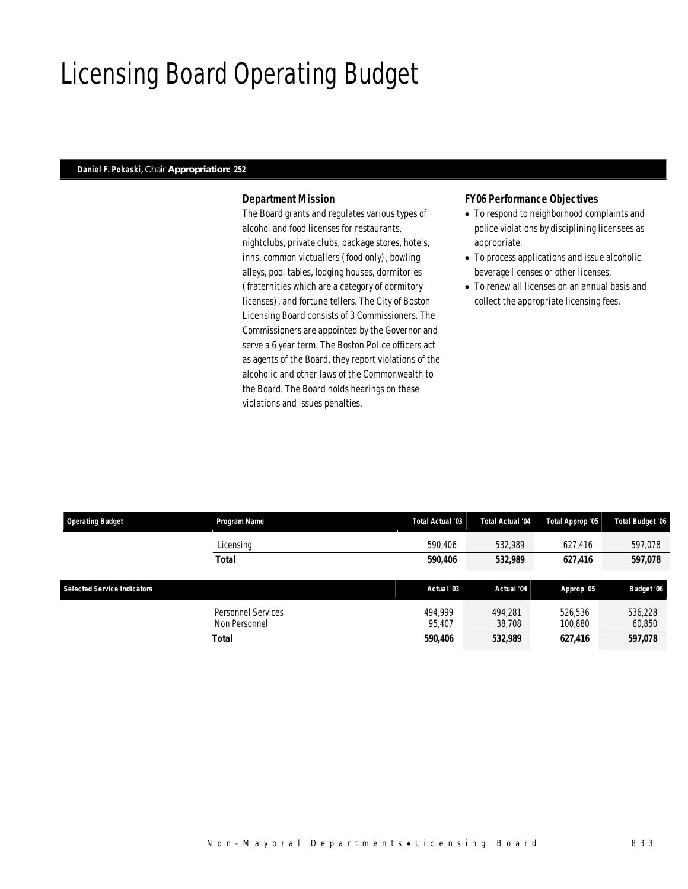# Licensing Board Operating Budget

**Daniel F. Pokaski,** Chair **Appropriation: 252**

### Department Mission

The Board grants and regulates various types of alcohol and food licenses for restaurants, nightclubs, private clubs, package stores, hotels, inns, common victuallers (food only), bowling alleys, pool tables, lodging houses, dormitories (fraternities which are a category of dormitory licenses), and fortune tellers. The City of Boston Licensing Board consists of 3 Commissioners. The Commissioners are appointed by the Governor and serve a 6 year term. The Boston Police officers act as agents of the Board, they report violations of the alcoholic and other laws of the Commonwealth to the Board. The Board holds hearings on these violations and issues penalties.

### FY06 Performance Objectives

- To respond to neighborhood complaints and police violations by disciplining licensees as appropriate.
- To process applications and issue alcoholic beverage licenses or other licenses.
- To renew all licenses on an annual basis and collect the appropriate licensing fees.

| Operating Budget | Program Name | Total Actual '03 | Total Actual '04 | Total Approp '05 | Total Budget '06 |
|---|---|---|---|---|---|
| | Licensing | 590,406 | 532,989 | 627,416 | 597,078 |
| | **Total** | **590,406** | **532,989** | **627,416** | **597,078** |

| Selected Service Indicators | | Actual '03 | Actual '04 | Approp '05 | Budget '06 |
|---|---|---|---|---|---|
| | Personnel Services | 494,999 | 494,281 | 526,536 | 536,228 |
| | Non Personnel | 95,407 | 38,708 | 100,880 | 60,850 |
| | **Total** | **590,406** | **532,989** | **627,416** | **597,078** |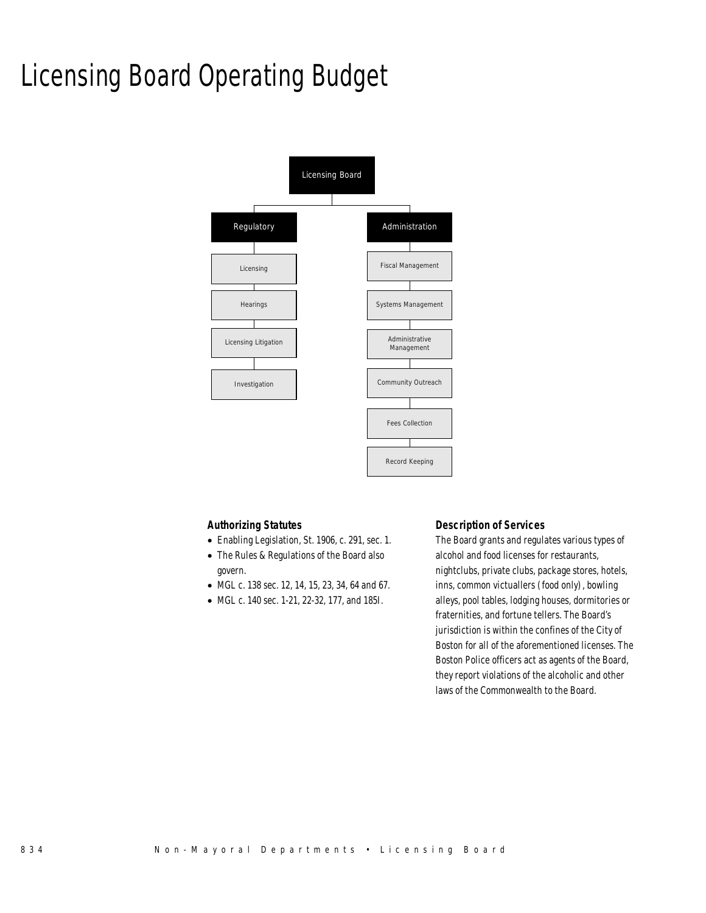# Licensing Board Operating Budget

Licensing Board

- Regulatory
  - Licensing
  - Hearings
  - Licensing Litigation
  - Investigation
- Administration
  - Fiscal Management
  - Systems Management
  - Administrative Management
  - Community Outreach
  - Fees Collection
  - Record Keeping

### Authorizing Statutes

- Enabling Legislation, St. 1906, c. 291, sec. 1.
- The Rules & Regulations of the Board also govern.
- MGL c. 138 sec. 12, 14, 15, 23, 34, 64 and 67.
- MGL c. 140 sec. 1-21, 22-32, 177, and 185I.

### Description of Services

The Board grants and regulates various types of alcohol and food licenses for restaurants, nightclubs, private clubs, package stores, hotels, inns, common victuallers (food only), bowling alleys, pool tables, lodging houses, dormitories or fraternities, and fortune tellers. The Board's jurisdiction is within the confines of the City of Boston for all of the aforementioned licenses. The Boston Police officers act as agents of the Board, they report violations of the alcoholic and other laws of the Commonwealth to the Board.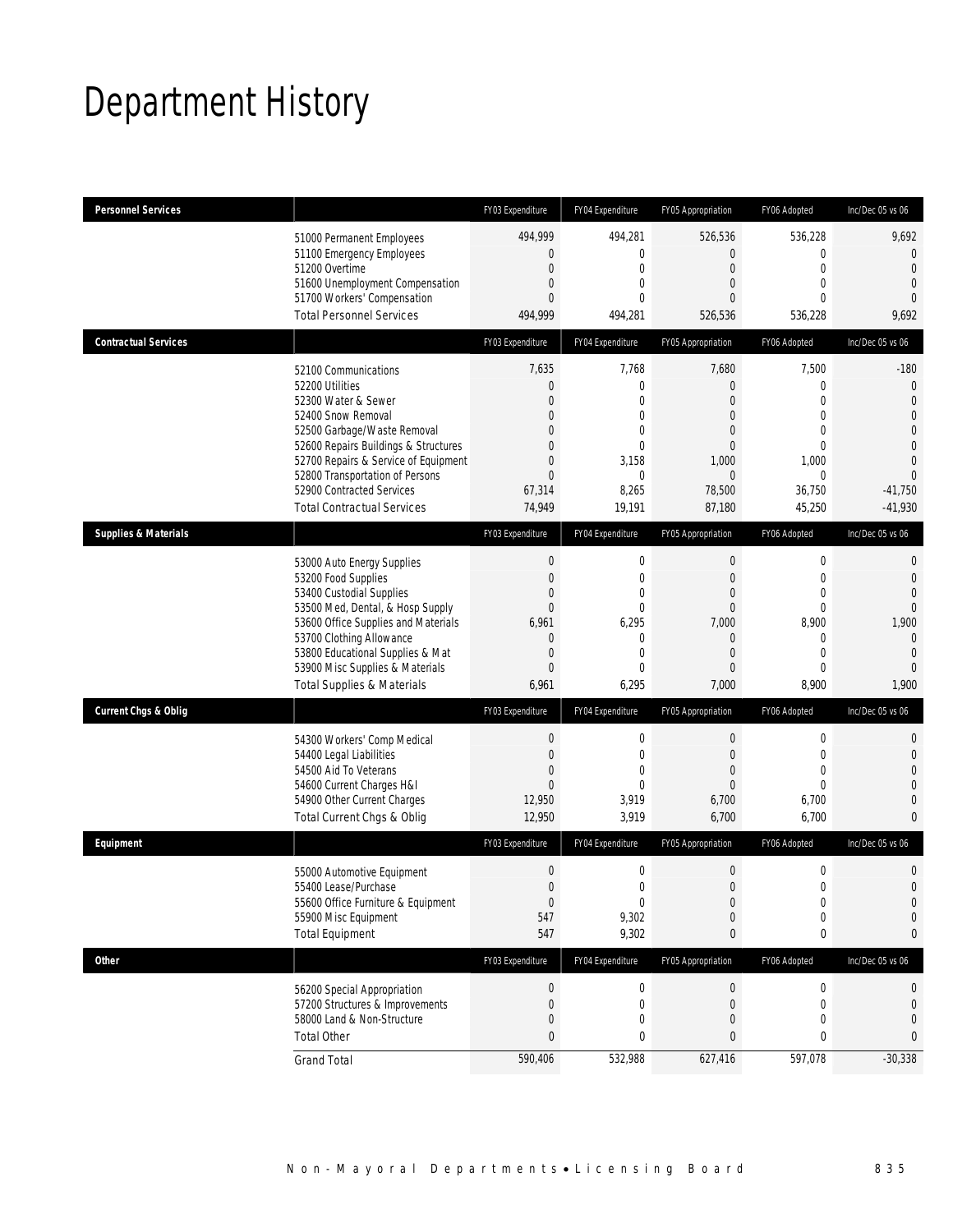# Department History

| Personnel Services | | FY03 Expenditure | FY04 Expenditure | FY05 Appropriation | FY06 Adopted | Inc/Dec 05 vs 06 |
|---|---|---|---|---|---|---|
| | 51000 Permanent Employees | 494,999 | 494,281 | 526,536 | 536,228 | 9,692 |
| | 51100 Emergency Employees | 0 | 0 | 0 | 0 | 0 |
| | 51200 Overtime | 0 | 0 | 0 | 0 | 0 |
| | 51600 Unemployment Compensation | 0 | 0 | 0 | 0 | 0 |
| | 51700 Workers' Compensation | 0 | 0 | 0 | 0 | 0 |
| | Total Personnel Services | 494,999 | 494,281 | 526,536 | 536,228 | 9,692 |

| Contractual Services | | FY03 Expenditure | FY04 Expenditure | FY05 Appropriation | FY06 Adopted | Inc/Dec 05 vs 06 |
|---|---|---|---|---|---|---|
| | 52100 Communications | 7,635 | 7,768 | 7,680 | 7,500 | -180 |
| | 52200 Utilities | 0 | 0 | 0 | 0 | 0 |
| | 52300 Water & Sewer | 0 | 0 | 0 | 0 | 0 |
| | 52400 Snow Removal | 0 | 0 | 0 | 0 | 0 |
| | 52500 Garbage/Waste Removal | 0 | 0 | 0 | 0 | 0 |
| | 52600 Repairs Buildings & Structures | 0 | 0 | 0 | 0 | 0 |
| | 52700 Repairs & Service of Equipment | 0 | 3,158 | 1,000 | 1,000 | 0 |
| | 52800 Transportation of Persons | 0 | 0 | 0 | 0 | 0 |
| | 52900 Contracted Services | 67,314 | 8,265 | 78,500 | 36,750 | -41,750 |
| | Total Contractual Services | 74,949 | 19,191 | 87,180 | 45,250 | -41,930 |

| Supplies & Materials | | FY03 Expenditure | FY04 Expenditure | FY05 Appropriation | FY06 Adopted | Inc/Dec 05 vs 06 |
|---|---|---|---|---|---|---|
| | 53000 Auto Energy Supplies | 0 | 0 | 0 | 0 | 0 |
| | 53200 Food Supplies | 0 | 0 | 0 | 0 | 0 |
| | 53400 Custodial Supplies | 0 | 0 | 0 | 0 | 0 |
| | 53500 Med, Dental, & Hosp Supply | 0 | 0 | 0 | 0 | 0 |
| | 53600 Office Supplies and Materials | 6,961 | 6,295 | 7,000 | 8,900 | 1,900 |
| | 53700 Clothing Allowance | 0 | 0 | 0 | 0 | 0 |
| | 53800 Educational Supplies & Mat | 0 | 0 | 0 | 0 | 0 |
| | 53900 Misc Supplies & Materials | 0 | 0 | 0 | 0 | 0 |
| | Total Supplies & Materials | 6,961 | 6,295 | 7,000 | 8,900 | 1,900 |

| Current Chgs & Oblig | | FY03 Expenditure | FY04 Expenditure | FY05 Appropriation | FY06 Adopted | Inc/Dec 05 vs 06 |
|---|---|---|---|---|---|---|
| | 54300 Workers' Comp Medical | 0 | 0 | 0 | 0 | 0 |
| | 54400 Legal Liabilities | 0 | 0 | 0 | 0 | 0 |
| | 54500 Aid To Veterans | 0 | 0 | 0 | 0 | 0 |
| | 54600 Current Charges H&I | 0 | 0 | 0 | 0 | 0 |
| | 54900 Other Current Charges | 12,950 | 3,919 | 6,700 | 6,700 | 0 |
| | Total Current Chgs & Oblig | 12,950 | 3,919 | 6,700 | 6,700 | 0 |

| Equipment | | FY03 Expenditure | FY04 Expenditure | FY05 Appropriation | FY06 Adopted | Inc/Dec 05 vs 06 |
|---|---|---|---|---|---|---|
| | 55000 Automotive Equipment | 0 | 0 | 0 | 0 | 0 |
| | 55400 Lease/Purchase | 0 | 0 | 0 | 0 | 0 |
| | 55600 Office Furniture & Equipment | 0 | 0 | 0 | 0 | 0 |
| | 55900 Misc Equipment | 547 | 9,302 | 0 | 0 | 0 |
| | Total Equipment | 547 | 9,302 | 0 | 0 | 0 |

| Other | | FY03 Expenditure | FY04 Expenditure | FY05 Appropriation | FY06 Adopted | Inc/Dec 05 vs 06 |
|---|---|---|---|---|---|---|
| | 56200 Special Appropriation | 0 | 0 | 0 | 0 | 0 |
| | 57200 Structures & Improvements | 0 | 0 | 0 | 0 | 0 |
| | 58000 Land & Non-Structure | 0 | 0 | 0 | 0 | 0 |
| | Total Other | 0 | 0 | 0 | 0 | 0 |
| | Grand Total | 590,406 | 532,988 | 627,416 | 597,078 | -30,338 |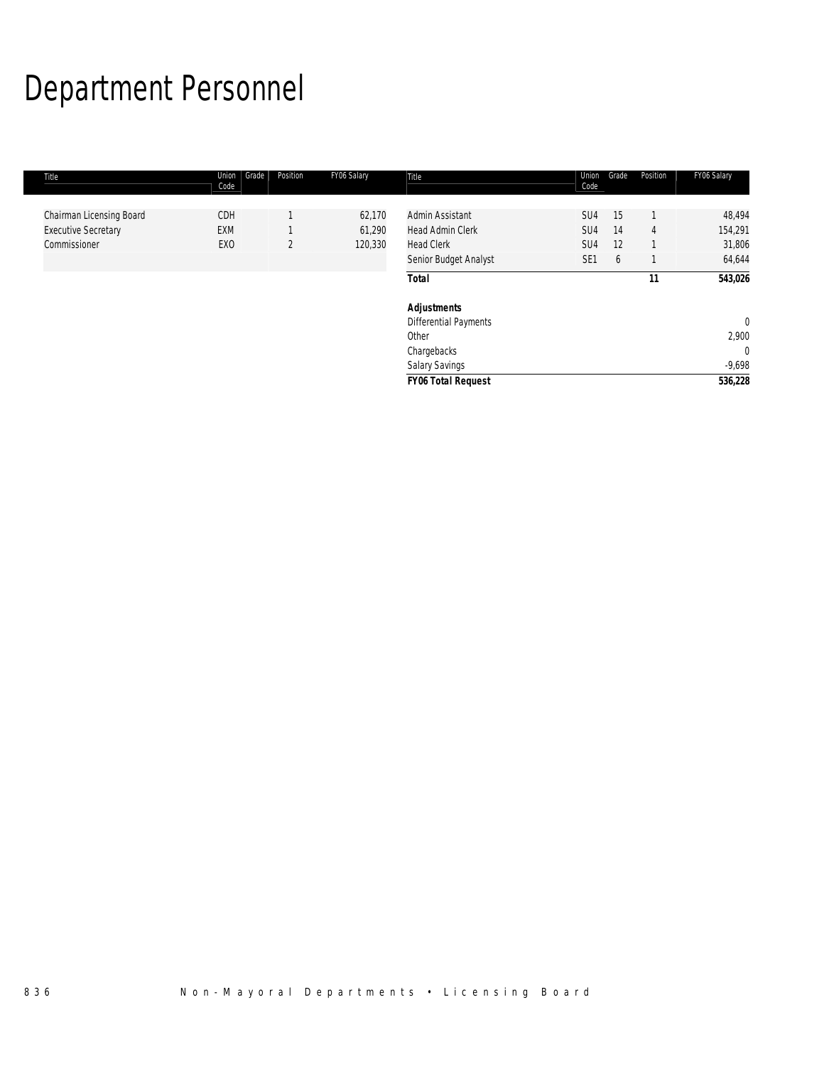# Department Personnel

| Title | Union Code | Grade | Position | FY06 Salary |
|---|---|---|---|---|
| Chairman Licensing Board | CDH | | 1 | 62,170 |
| Executive Secretary | EXM | | 1 | 61,290 |
| Commissioner | EXO | | 2 | 120,330 |

| Title | Union Code | Grade | Position | FY06 Salary |
|---|---|---|---|---|
| Admin Assistant | SU4 | 15 | 1 | 48,494 |
| Head Admin Clerk | SU4 | 14 | 4 | 154,291 |
| Head Clerk | SU4 | 12 | 1 | 31,806 |
| Senior Budget Analyst | SE1 | 6 | 1 | 64,644 |
| **Total** | | | **11** | **543,026** |
| ***Adjustments*** | | | | |
| Differential Payments | | | | 0 |
| Other | | | | 2,900 |
| Chargebacks | | | | 0 |
| Salary Savings | | | | -9,698 |
| ***FY06 Total Request*** | | | | **536,228** |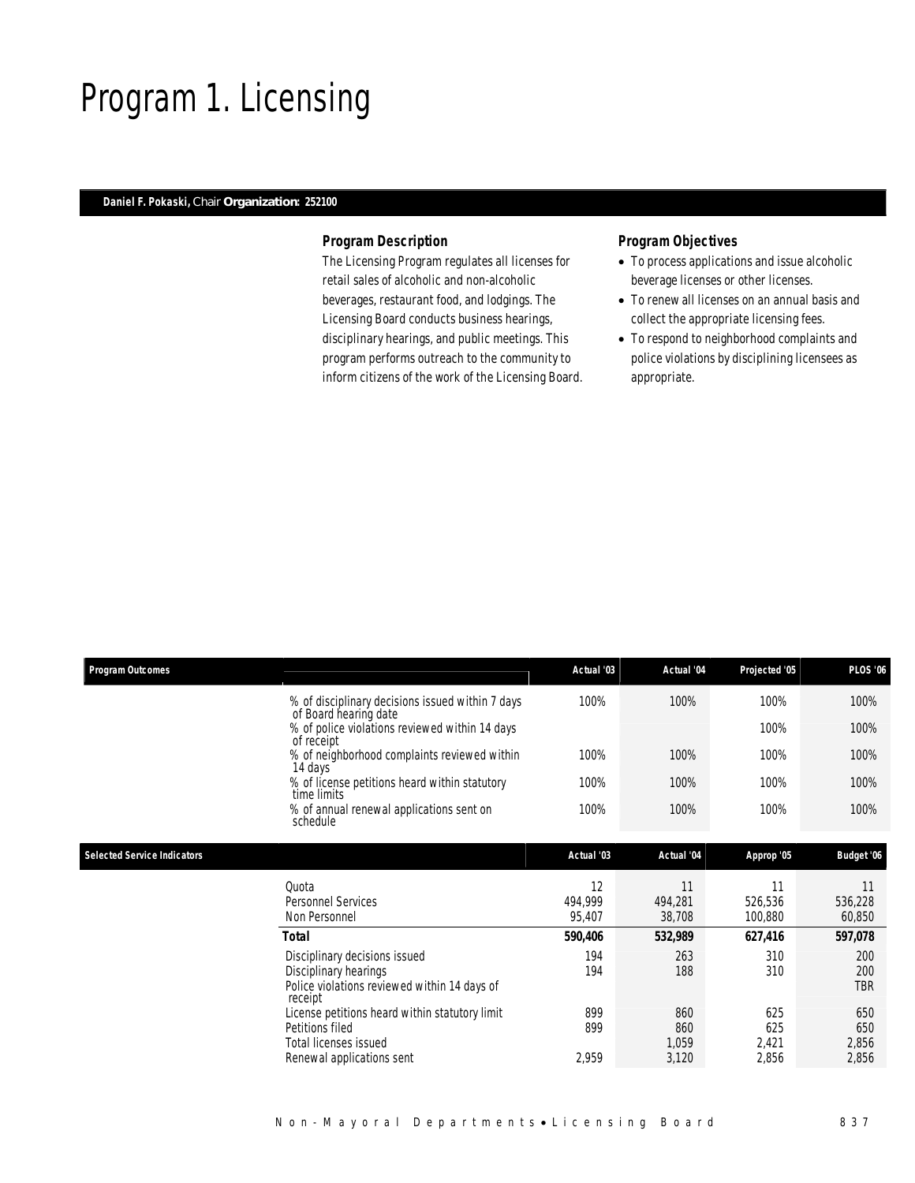# Program 1. Licensing

**Daniel F. Pokaski,** Chair **Organization: 252100**

### Program Description

The Licensing Program regulates all licenses for retail sales of alcoholic and non-alcoholic beverages, restaurant food, and lodgings. The Licensing Board conducts business hearings, disciplinary hearings, and public meetings. This program performs outreach to the community to inform citizens of the work of the Licensing Board.

### Program Objectives

- To process applications and issue alcoholic beverage licenses or other licenses.
- To renew all licenses on an annual basis and collect the appropriate licensing fees.
- To respond to neighborhood complaints and police violations by disciplining licensees as appropriate.

| Program Outcomes | Actual '03 | Actual '04 | Projected '05 | PLOS '06 |
|---|---|---|---|---|
| % of disciplinary decisions issued within 7 days of Board hearing date | 100% | 100% | 100% | 100% |
| % of police violations reviewed within 14 days of receipt | | | 100% | 100% |
| % of neighborhood complaints reviewed within 14 days | 100% | 100% | 100% | 100% |
| % of license petitions heard within statutory time limits | 100% | 100% | 100% | 100% |
| % of annual renewal applications sent on schedule | 100% | 100% | 100% | 100% |

| Selected Service Indicators | Actual '03 | Actual '04 | Approp '05 | Budget '06 |
|---|---|---|---|---|
| Quota | 12 | 11 | 11 | 11 |
| Personnel Services | 494,999 | 494,281 | 526,536 | 536,228 |
| Non Personnel | 95,407 | 38,708 | 100,880 | 60,850 |
| **Total** | **590,406** | **532,989** | **627,416** | **597,078** |
| Disciplinary decisions issued | 194 | 263 | 310 | 200 |
| Disciplinary hearings | 194 | 188 | 310 | 200 |
| Police violations reviewed within 14 days of receipt | | | | TBR |
| License petitions heard within statutory limit | 899 | 860 | 625 | 650 |
| Petitions filed | 899 | 860 | 625 | 650 |
| Total licenses issued | | 1,059 | 2,421 | 2,856 |
| Renewal applications sent | 2,959 | 3,120 | 2,856 | 2,856 |